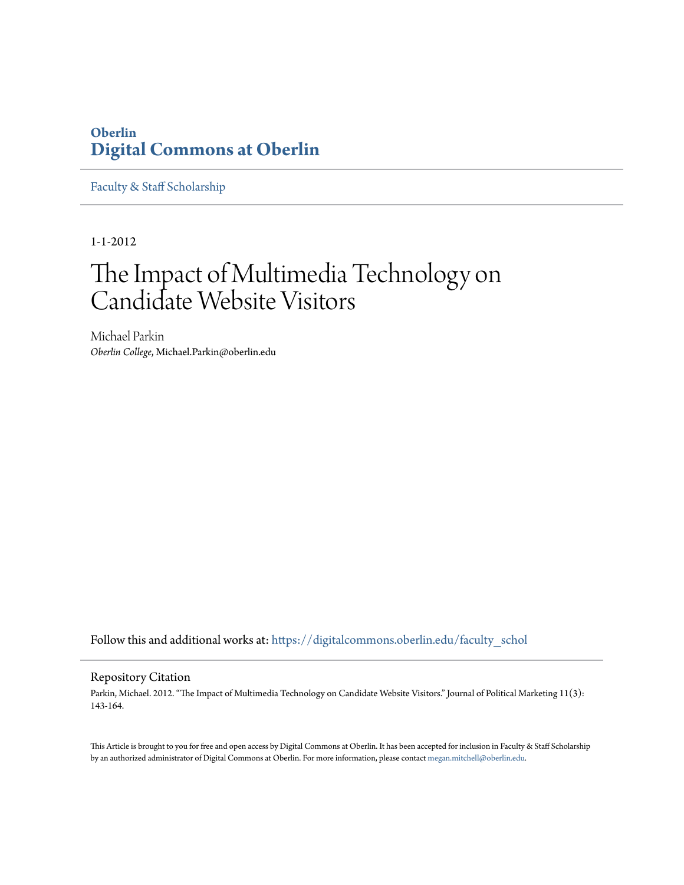**Oberlin**

**Digital Commons at Oberlin**

Faculty & Staff Scholarship

1-1-2012

# The Impact of Multimedia Technology on Candidate Website Visitors

Michael Parkin

*Oberlin College*, Michael.Parkin@oberlin.edu

Follow this and additional works at: https://digitalcommons.oberlin.edu/faculty_schol

## Repository Citation

Parkin, Michael. 2012. "The Impact of Multimedia Technology on Candidate Website Visitors." Journal of Political Marketing 11(3): 143-164.

This Article is brought to you for free and open access by Digital Commons at Oberlin. It has been accepted for inclusion in Faculty & Staff Scholarship by an authorized administrator of Digital Commons at Oberlin. For more information, please contact megan.mitchell@oberlin.edu.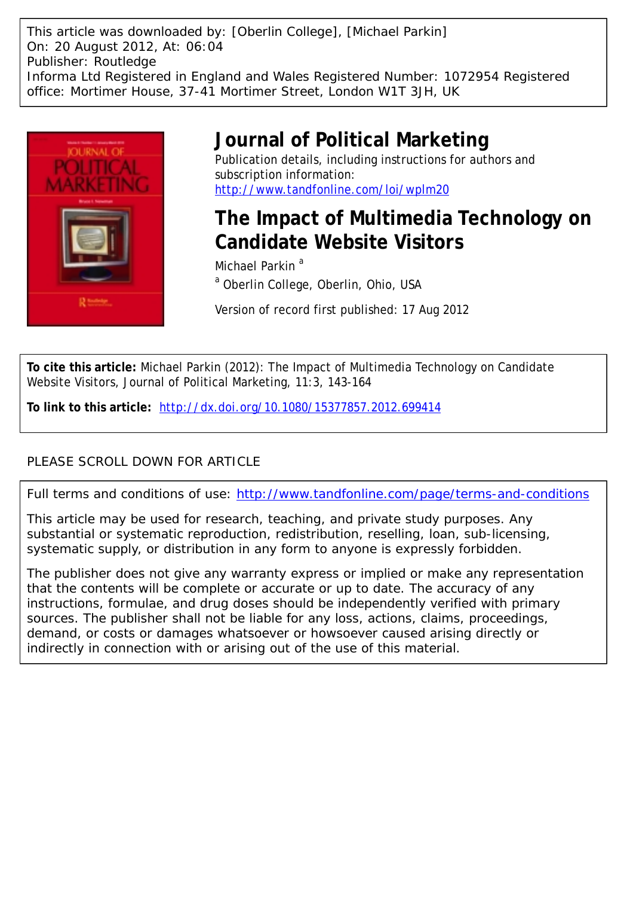This article was downloaded by: [Oberlin College], [Michael Parkin]
On: 20 August 2012, At: 06:04
Publisher: Routledge
Informa Ltd Registered in England and Wales Registered Number: 1072954 Registered office: Mortimer House, 37-41 Mortimer Street, London W1T 3JH, UK

# Journal of Political Marketing

Publication details, including instructions for authors and subscription information:
http://www.tandfonline.com/loi/wplm20

# The Impact of Multimedia Technology on Candidate Website Visitors

Michael Parkin [a]

[a] Oberlin College, Oberlin, Ohio, USA

Version of record first published: 17 Aug 2012

**To cite this article:** Michael Parkin (2012): The Impact of Multimedia Technology on Candidate Website Visitors, Journal of Political Marketing, 11:3, 143-164

**To link to this article:** http://dx.doi.org/10.1080/15377857.2012.699414

PLEASE SCROLL DOWN FOR ARTICLE

Full terms and conditions of use: http://www.tandfonline.com/page/terms-and-conditions

This article may be used for research, teaching, and private study purposes. Any substantial or systematic reproduction, redistribution, reselling, loan, sub-licensing, systematic supply, or distribution in any form to anyone is expressly forbidden.

The publisher does not give any warranty express or implied or make any representation that the contents will be complete or accurate or up to date. The accuracy of any instructions, formulae, and drug doses should be independently verified with primary sources. The publisher shall not be liable for any loss, actions, claims, proceedings, demand, or costs or damages whatsoever or howsoever caused arising directly or indirectly in connection with or arising out of the use of this material.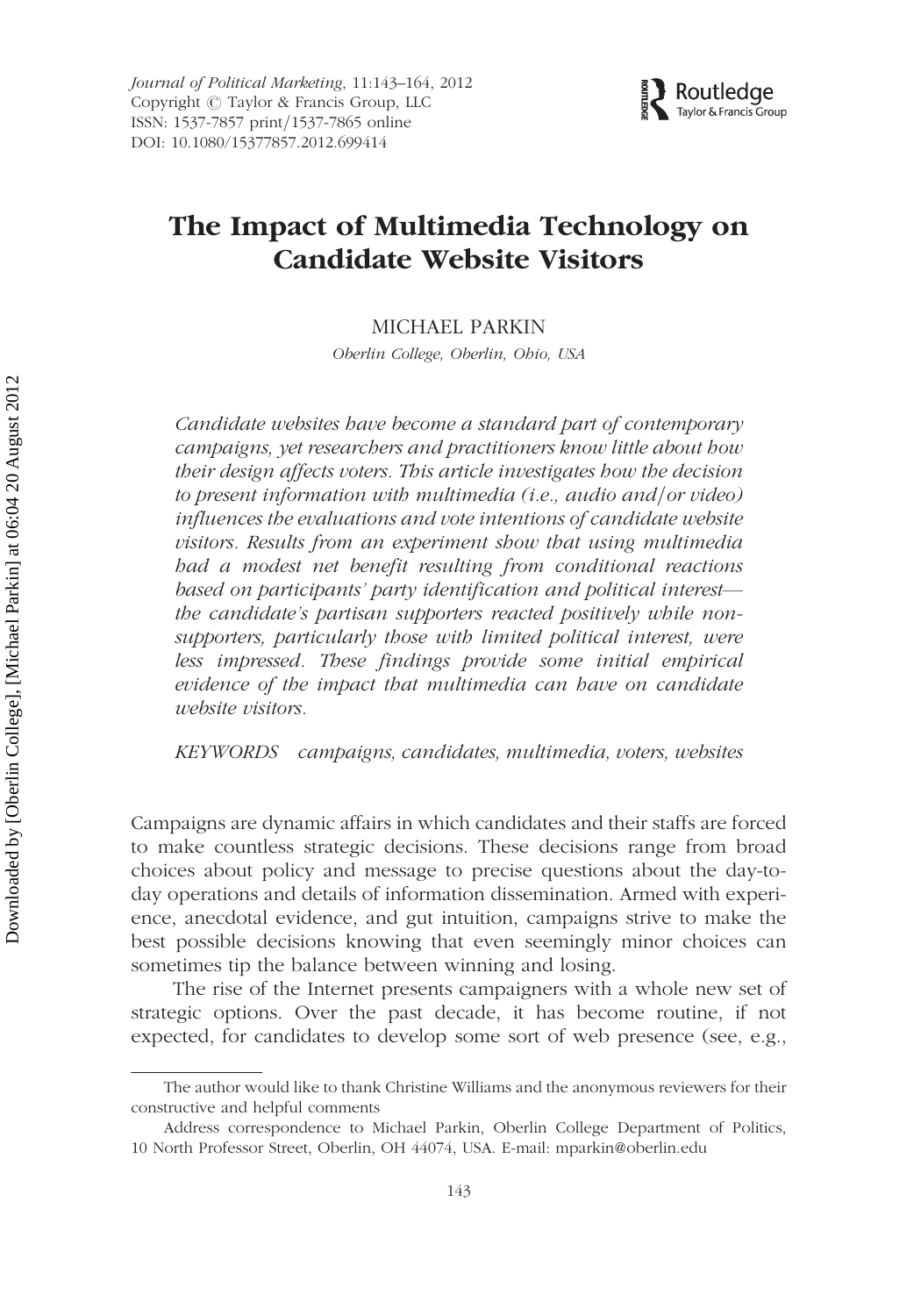# The Impact of Multimedia Technology on Candidate Website Visitors

MICHAEL PARKIN

*Oberlin College, Oberlin, Ohio, USA*

*Candidate websites have become a standard part of contemporary campaigns, yet researchers and practitioners know little about how their design affects voters. This article investigates how the decision to present information with multimedia (i.e., audio and/or video) influences the evaluations and vote intentions of candidate website visitors. Results from an experiment show that using multimedia had a modest net benefit resulting from conditional reactions based on participants' party identification and political interest—the candidate's partisan supporters reacted positively while non-supporters, particularly those with limited political interest, were less impressed. These findings provide some initial empirical evidence of the impact that multimedia can have on candidate website visitors.*

*KEYWORDS* campaigns, candidates, multimedia, voters, websites

Campaigns are dynamic affairs in which candidates and their staffs are forced to make countless strategic decisions. These decisions range from broad choices about policy and message to precise questions about the day-to-day operations and details of information dissemination. Armed with experience, anecdotal evidence, and gut intuition, campaigns strive to make the best possible decisions knowing that even seemingly minor choices can sometimes tip the balance between winning and losing.

The rise of the Internet presents campaigners with a whole new set of strategic options. Over the past decade, it has become routine, if not expected, for candidates to develop some sort of web presence (see, e.g.,

---

The author would like to thank Christine Williams and the anonymous reviewers for their constructive and helpful comments

Address correspondence to Michael Parkin, Oberlin College Department of Politics, 10 North Professor Street, Oberlin, OH 44074, USA. E-mail: mparkin@oberlin.edu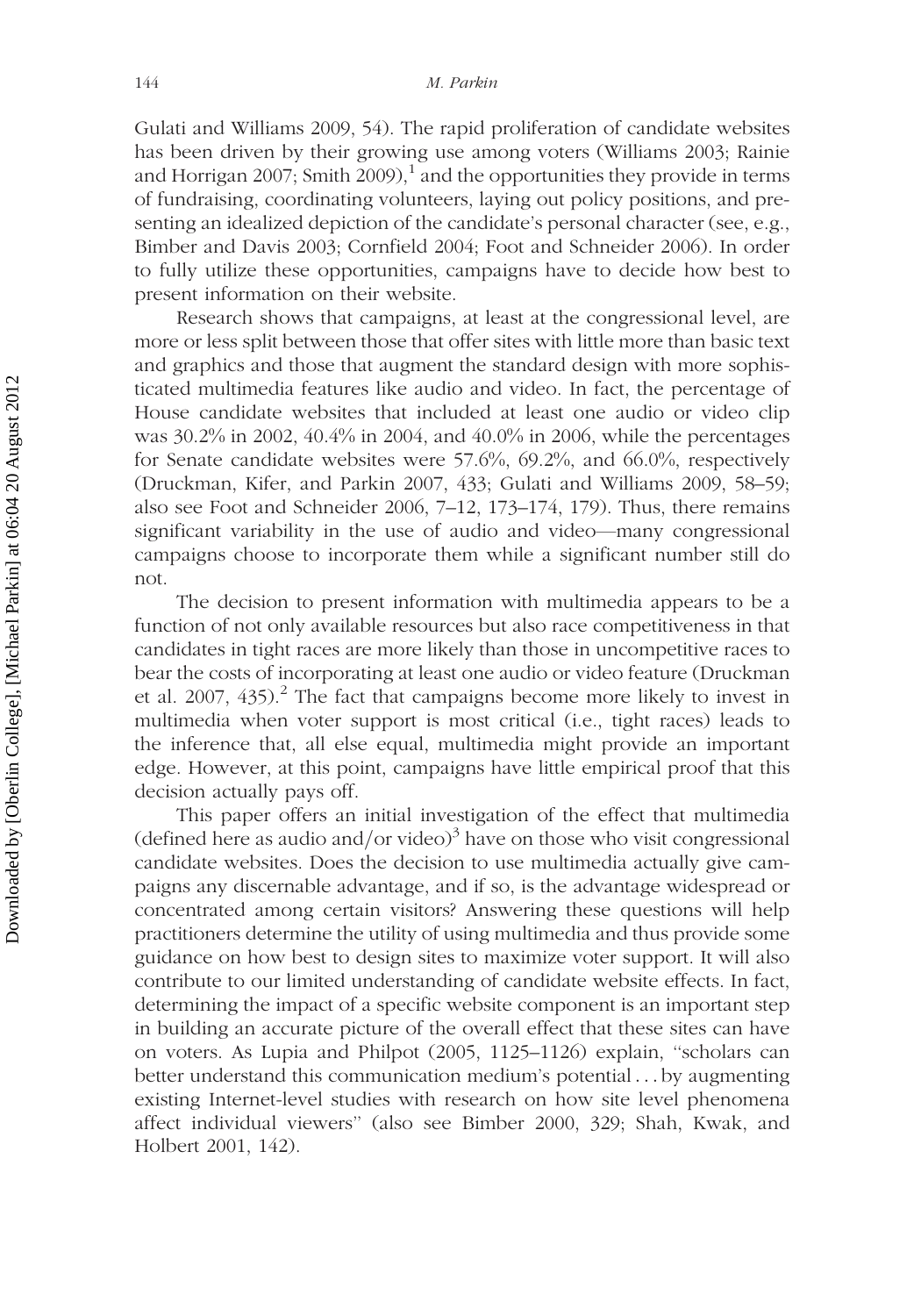Gulati and Williams 2009, 54). The rapid proliferation of candidate websites has been driven by their growing use among voters (Williams 2003; Rainie and Horrigan 2007; Smith 2009),[1] and the opportunities they provide in terms of fundraising, coordinating volunteers, laying out policy positions, and presenting an idealized depiction of the candidate's personal character (see, e.g., Bimber and Davis 2003; Cornfield 2004; Foot and Schneider 2006). In order to fully utilize these opportunities, campaigns have to decide how best to present information on their website.

Research shows that campaigns, at least at the congressional level, are more or less split between those that offer sites with little more than basic text and graphics and those that augment the standard design with more sophisticated multimedia features like audio and video. In fact, the percentage of House candidate websites that included at least one audio or video clip was 30.2% in 2002, 40.4% in 2004, and 40.0% in 2006, while the percentages for Senate candidate websites were 57.6%, 69.2%, and 66.0%, respectively (Druckman, Kifer, and Parkin 2007, 433; Gulati and Williams 2009, 58–59; also see Foot and Schneider 2006, 7–12, 173–174, 179). Thus, there remains significant variability in the use of audio and video—many congressional campaigns choose to incorporate them while a significant number still do not.

The decision to present information with multimedia appears to be a function of not only available resources but also race competitiveness in that candidates in tight races are more likely than those in uncompetitive races to bear the costs of incorporating at least one audio or video feature (Druckman et al. 2007, 435).[2] The fact that campaigns become more likely to invest in multimedia when voter support is most critical (i.e., tight races) leads to the inference that, all else equal, multimedia might provide an important edge. However, at this point, campaigns have little empirical proof that this decision actually pays off.

This paper offers an initial investigation of the effect that multimedia (defined here as audio and/or video)[3] have on those who visit congressional candidate websites. Does the decision to use multimedia actually give campaigns any discernable advantage, and if so, is the advantage widespread or concentrated among certain visitors? Answering these questions will help practitioners determine the utility of using multimedia and thus provide some guidance on how best to design sites to maximize voter support. It will also contribute to our limited understanding of candidate website effects. In fact, determining the impact of a specific website component is an important step in building an accurate picture of the overall effect that these sites can have on voters. As Lupia and Philpot (2005, 1125–1126) explain, "scholars can better understand this communication medium's potential . . . by augmenting existing Internet-level studies with research on how site level phenomena affect individual viewers" (also see Bimber 2000, 329; Shah, Kwak, and Holbert 2001, 142).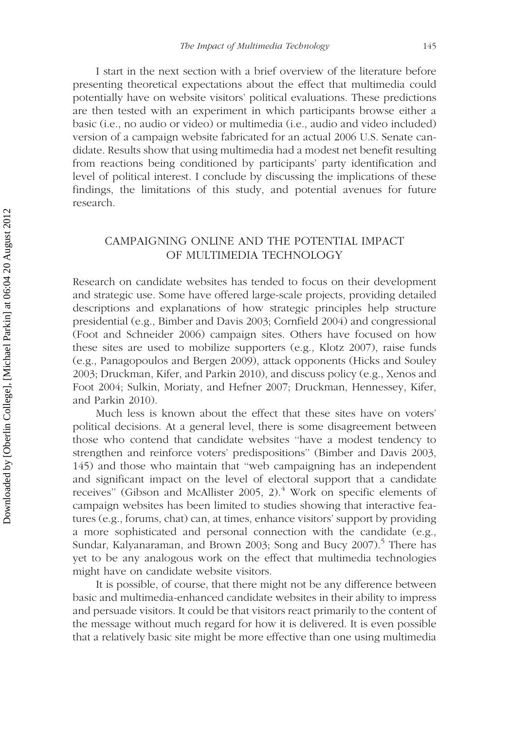I start in the next section with a brief overview of the literature before presenting theoretical expectations about the effect that multimedia could potentially have on website visitors' political evaluations. These predictions are then tested with an experiment in which participants browse either a basic (i.e., no audio or video) or multimedia (i.e., audio and video included) version of a campaign website fabricated for an actual 2006 U.S. Senate candidate. Results show that using multimedia had a modest net benefit resulting from reactions being conditioned by participants' party identification and level of political interest. I conclude by discussing the implications of these findings, the limitations of this study, and potential avenues for future research.

## CAMPAIGNING ONLINE AND THE POTENTIAL IMPACT OF MULTIMEDIA TECHNOLOGY

Research on candidate websites has tended to focus on their development and strategic use. Some have offered large-scale projects, providing detailed descriptions and explanations of how strategic principles help structure presidential (e.g., Bimber and Davis 2003; Cornfield 2004) and congressional (Foot and Schneider 2006) campaign sites. Others have focused on how these sites are used to mobilize supporters (e.g., Klotz 2007), raise funds (e.g., Panagopoulos and Bergen 2009), attack opponents (Hicks and Souley 2003; Druckman, Kifer, and Parkin 2010), and discuss policy (e.g., Xenos and Foot 2004; Sulkin, Moriaty, and Hefner 2007; Druckman, Hennessey, Kifer, and Parkin 2010).

Much less is known about the effect that these sites have on voters' political decisions. At a general level, there is some disagreement between those who contend that candidate websites "have a modest tendency to strengthen and reinforce voters' predispositions" (Bimber and Davis 2003, 145) and those who maintain that "web campaigning has an independent and significant impact on the level of electoral support that a candidate receives" (Gibson and McAllister 2005, 2).[4] Work on specific elements of campaign websites has been limited to studies showing that interactive features (e.g., forums, chat) can, at times, enhance visitors' support by providing a more sophisticated and personal connection with the candidate (e.g., Sundar, Kalyanaraman, and Brown 2003; Song and Bucy 2007).[5] There has yet to be any analogous work on the effect that multimedia technologies might have on candidate website visitors.

It is possible, of course, that there might not be any difference between basic and multimedia-enhanced candidate websites in their ability to impress and persuade visitors. It could be that visitors react primarily to the content of the message without much regard for how it is delivered. It is even possible that a relatively basic site might be more effective than one using multimedia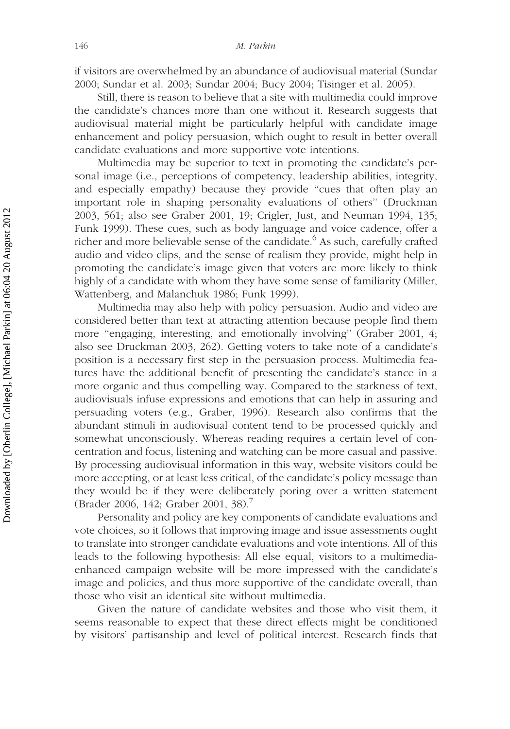if visitors are overwhelmed by an abundance of audiovisual material (Sundar 2000; Sundar et al. 2003; Sundar 2004; Bucy 2004; Tisinger et al. 2005).

Still, there is reason to believe that a site with multimedia could improve the candidate's chances more than one without it. Research suggests that audiovisual material might be particularly helpful with candidate image enhancement and policy persuasion, which ought to result in better overall candidate evaluations and more supportive vote intentions.

Multimedia may be superior to text in promoting the candidate's personal image (i.e., perceptions of competency, leadership abilities, integrity, and especially empathy) because they provide "cues that often play an important role in shaping personality evaluations of others" (Druckman 2003, 561; also see Graber 2001, 19; Crigler, Just, and Neuman 1994, 135; Funk 1999). These cues, such as body language and voice cadence, offer a richer and more believable sense of the candidate.[6] As such, carefully crafted audio and video clips, and the sense of realism they provide, might help in promoting the candidate's image given that voters are more likely to think highly of a candidate with whom they have some sense of familiarity (Miller, Wattenberg, and Malanchuk 1986; Funk 1999).

Multimedia may also help with policy persuasion. Audio and video are considered better than text at attracting attention because people find them more "engaging, interesting, and emotionally involving" (Graber 2001, 4; also see Druckman 2003, 262). Getting voters to take note of a candidate's position is a necessary first step in the persuasion process. Multimedia features have the additional benefit of presenting the candidate's stance in a more organic and thus compelling way. Compared to the starkness of text, audiovisuals infuse expressions and emotions that can help in assuring and persuading voters (e.g., Graber, 1996). Research also confirms that the abundant stimuli in audiovisual content tend to be processed quickly and somewhat unconsciously. Whereas reading requires a certain level of concentration and focus, listening and watching can be more casual and passive. By processing audiovisual information in this way, website visitors could be more accepting, or at least less critical, of the candidate's policy message than they would be if they were deliberately poring over a written statement (Brader 2006, 142; Graber 2001, 38).[7]

Personality and policy are key components of candidate evaluations and vote choices, so it follows that improving image and issue assessments ought to translate into stronger candidate evaluations and vote intentions. All of this leads to the following hypothesis: All else equal, visitors to a multimedia-enhanced campaign website will be more impressed with the candidate's image and policies, and thus more supportive of the candidate overall, than those who visit an identical site without multimedia.

Given the nature of candidate websites and those who visit them, it seems reasonable to expect that these direct effects might be conditioned by visitors' partisanship and level of political interest. Research finds that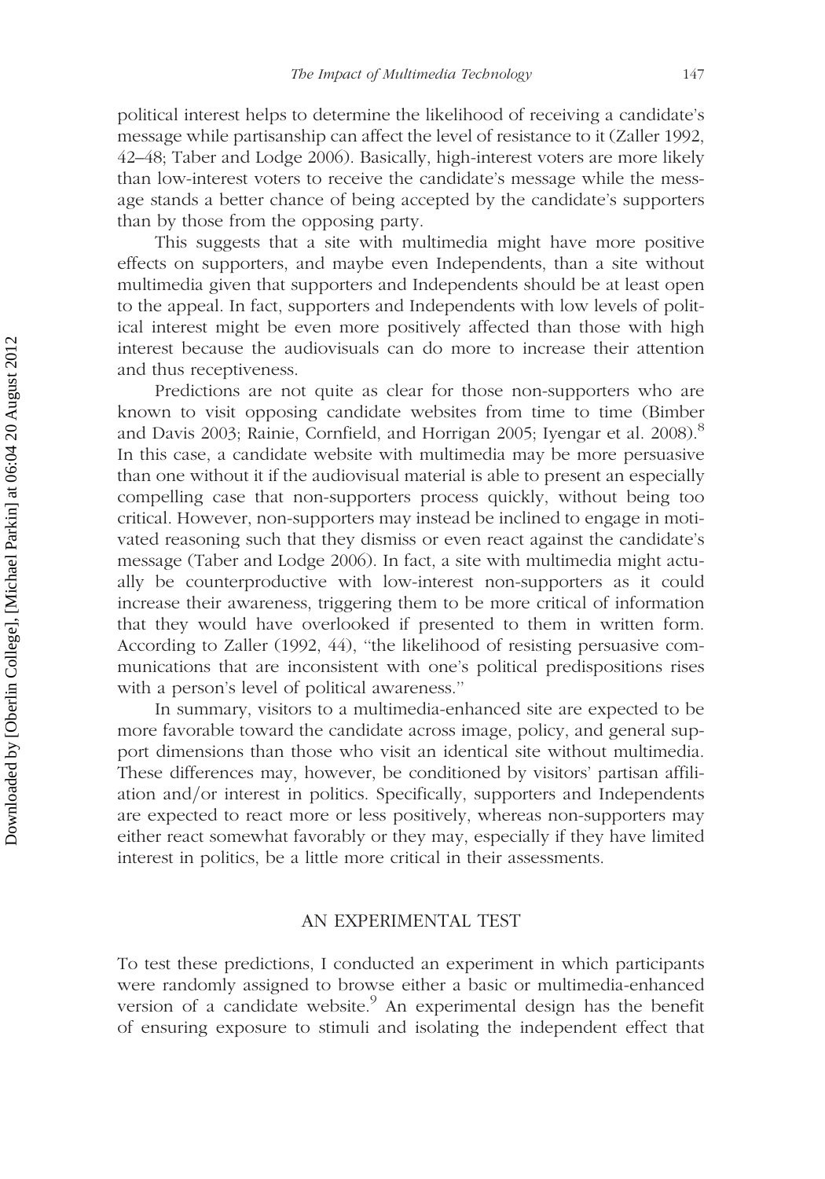political interest helps to determine the likelihood of receiving a candidate's message while partisanship can affect the level of resistance to it (Zaller 1992, 42–48; Taber and Lodge 2006). Basically, high-interest voters are more likely than low-interest voters to receive the candidate's message while the message stands a better chance of being accepted by the candidate's supporters than by those from the opposing party.

This suggests that a site with multimedia might have more positive effects on supporters, and maybe even Independents, than a site without multimedia given that supporters and Independents should be at least open to the appeal. In fact, supporters and Independents with low levels of political interest might be even more positively affected than those with high interest because the audiovisuals can do more to increase their attention and thus receptiveness.

Predictions are not quite as clear for those non-supporters who are known to visit opposing candidate websites from time to time (Bimber and Davis 2003; Rainie, Cornfield, and Horrigan 2005; Iyengar et al. 2008).[8] In this case, a candidate website with multimedia may be more persuasive than one without it if the audiovisual material is able to present an especially compelling case that non-supporters process quickly, without being too critical. However, non-supporters may instead be inclined to engage in motivated reasoning such that they dismiss or even react against the candidate's message (Taber and Lodge 2006). In fact, a site with multimedia might actually be counterproductive with low-interest non-supporters as it could increase their awareness, triggering them to be more critical of information that they would have overlooked if presented to them in written form. According to Zaller (1992, 44), "the likelihood of resisting persuasive communications that are inconsistent with one's political predispositions rises with a person's level of political awareness."

In summary, visitors to a multimedia-enhanced site are expected to be more favorable toward the candidate across image, policy, and general support dimensions than those who visit an identical site without multimedia. These differences may, however, be conditioned by visitors' partisan affiliation and/or interest in politics. Specifically, supporters and Independents are expected to react more or less positively, whereas non-supporters may either react somewhat favorably or they may, especially if they have limited interest in politics, be a little more critical in their assessments.

## AN EXPERIMENTAL TEST

To test these predictions, I conducted an experiment in which participants were randomly assigned to browse either a basic or multimedia-enhanced version of a candidate website.[9] An experimental design has the benefit of ensuring exposure to stimuli and isolating the independent effect that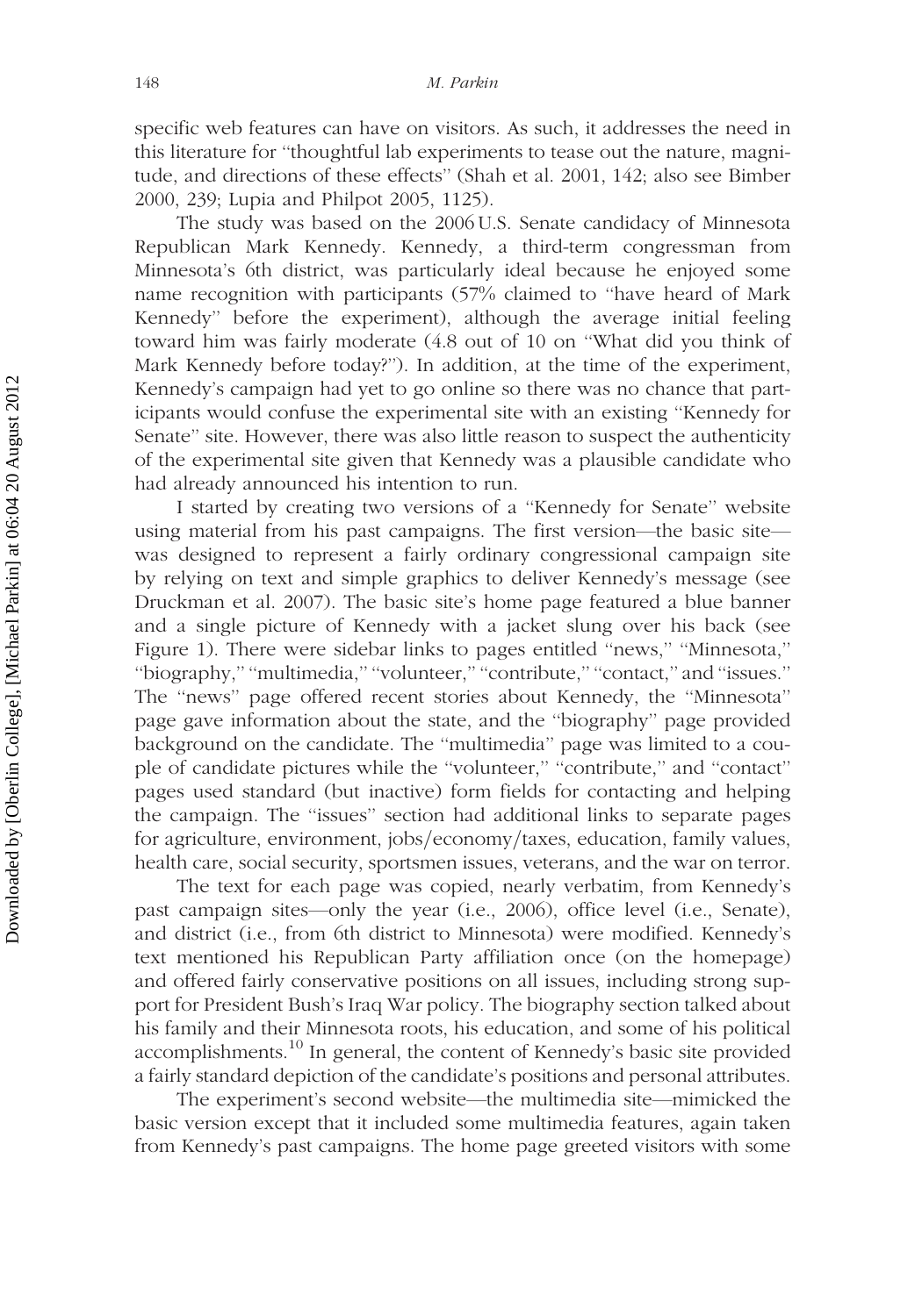specific web features can have on visitors. As such, it addresses the need in this literature for "thoughtful lab experiments to tease out the nature, magnitude, and directions of these effects" (Shah et al. 2001, 142; also see Bimber 2000, 239; Lupia and Philpot 2005, 1125).

The study was based on the 2006 U.S. Senate candidacy of Minnesota Republican Mark Kennedy. Kennedy, a third-term congressman from Minnesota's 6th district, was particularly ideal because he enjoyed some name recognition with participants (57% claimed to "have heard of Mark Kennedy" before the experiment), although the average initial feeling toward him was fairly moderate (4.8 out of 10 on "What did you think of Mark Kennedy before today?"). In addition, at the time of the experiment, Kennedy's campaign had yet to go online so there was no chance that participants would confuse the experimental site with an existing "Kennedy for Senate" site. However, there was also little reason to suspect the authenticity of the experimental site given that Kennedy was a plausible candidate who had already announced his intention to run.

I started by creating two versions of a "Kennedy for Senate" website using material from his past campaigns. The first version—the basic site—was designed to represent a fairly ordinary congressional campaign site by relying on text and simple graphics to deliver Kennedy's message (see Druckman et al. 2007). The basic site's home page featured a blue banner and a single picture of Kennedy with a jacket slung over his back (see Figure 1). There were sidebar links to pages entitled "news," "Minnesota," "biography," "multimedia," "volunteer," "contribute," "contact," and "issues." The "news" page offered recent stories about Kennedy, the "Minnesota" page gave information about the state, and the "biography" page provided background on the candidate. The "multimedia" page was limited to a couple of candidate pictures while the "volunteer," "contribute," and "contact" pages used standard (but inactive) form fields for contacting and helping the campaign. The "issues" section had additional links to separate pages for agriculture, environment, jobs/economy/taxes, education, family values, health care, social security, sportsmen issues, veterans, and the war on terror.

The text for each page was copied, nearly verbatim, from Kennedy's past campaign sites—only the year (i.e., 2006), office level (i.e., Senate), and district (i.e., from 6th district to Minnesota) were modified. Kennedy's text mentioned his Republican Party affiliation once (on the homepage) and offered fairly conservative positions on all issues, including strong support for President Bush's Iraq War policy. The biography section talked about his family and their Minnesota roots, his education, and some of his political accomplishments.[10] In general, the content of Kennedy's basic site provided a fairly standard depiction of the candidate's positions and personal attributes.

The experiment's second website—the multimedia site—mimicked the basic version except that it included some multimedia features, again taken from Kennedy's past campaigns. The home page greeted visitors with some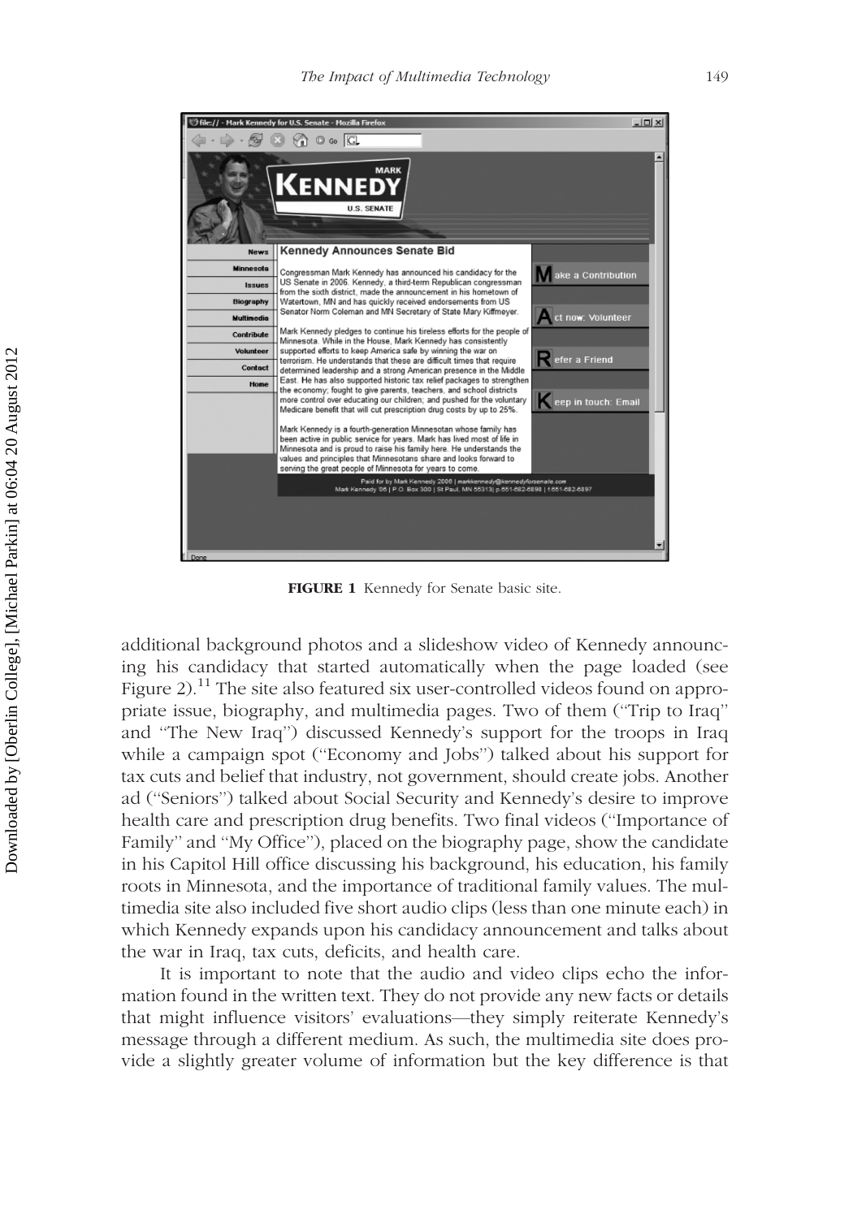FIGURE 1 Kennedy for Senate basic site.

additional background photos and a slideshow video of Kennedy announcing his candidacy that started automatically when the page loaded (see Figure 2).[11] The site also featured six user-controlled videos found on appropriate issue, biography, and multimedia pages. Two of them (''Trip to Iraq'' and ''The New Iraq'') discussed Kennedy's support for the troops in Iraq while a campaign spot (''Economy and Jobs'') talked about his support for tax cuts and belief that industry, not government, should create jobs. Another ad (''Seniors'') talked about Social Security and Kennedy's desire to improve health care and prescription drug benefits. Two final videos (''Importance of Family'' and ''My Office''), placed on the biography page, show the candidate in his Capitol Hill office discussing his background, his education, his family roots in Minnesota, and the importance of traditional family values. The multimedia site also included five short audio clips (less than one minute each) in which Kennedy expands upon his candidacy announcement and talks about the war in Iraq, tax cuts, deficits, and health care.

It is important to note that the audio and video clips echo the information found in the written text. They do not provide any new facts or details that might influence visitors' evaluations—they simply reiterate Kennedy's message through a different medium. As such, the multimedia site does provide a slightly greater volume of information but the key difference is that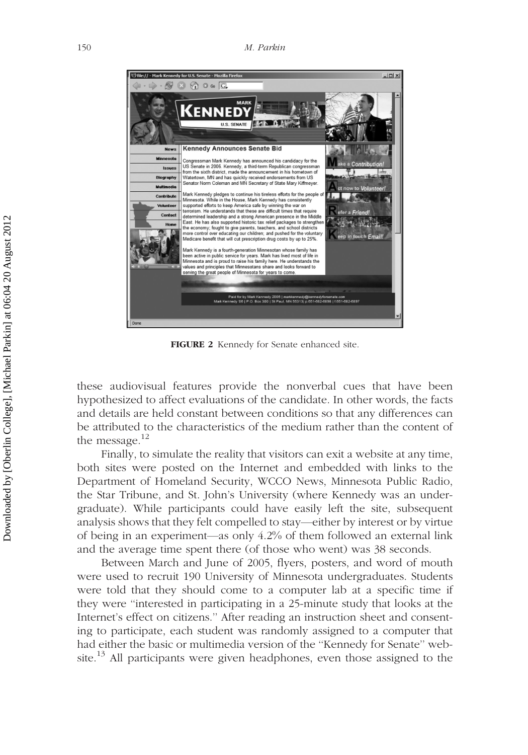FIGURE 2 Kennedy for Senate enhanced site.

these audiovisual features provide the nonverbal cues that have been hypothesized to affect evaluations of the candidate. In other words, the facts and details are held constant between conditions so that any differences can be attributed to the characteristics of the medium rather than the content of the message.[12]

Finally, to simulate the reality that visitors can exit a website at any time, both sites were posted on the Internet and embedded with links to the Department of Homeland Security, WCCO News, Minnesota Public Radio, the Star Tribune, and St. John's University (where Kennedy was an undergraduate). While participants could have easily left the site, subsequent analysis shows that they felt compelled to stay—either by interest or by virtue of being in an experiment—as only 4.2% of them followed an external link and the average time spent there (of those who went) was 38 seconds.

Between March and June of 2005, flyers, posters, and word of mouth were used to recruit 190 University of Minnesota undergraduates. Students were told that they should come to a computer lab at a specific time if they were "interested in participating in a 25-minute study that looks at the Internet's effect on citizens." After reading an instruction sheet and consenting to participate, each student was randomly assigned to a computer that had either the basic or multimedia version of the "Kennedy for Senate" website.[13] All participants were given headphones, even those assigned to the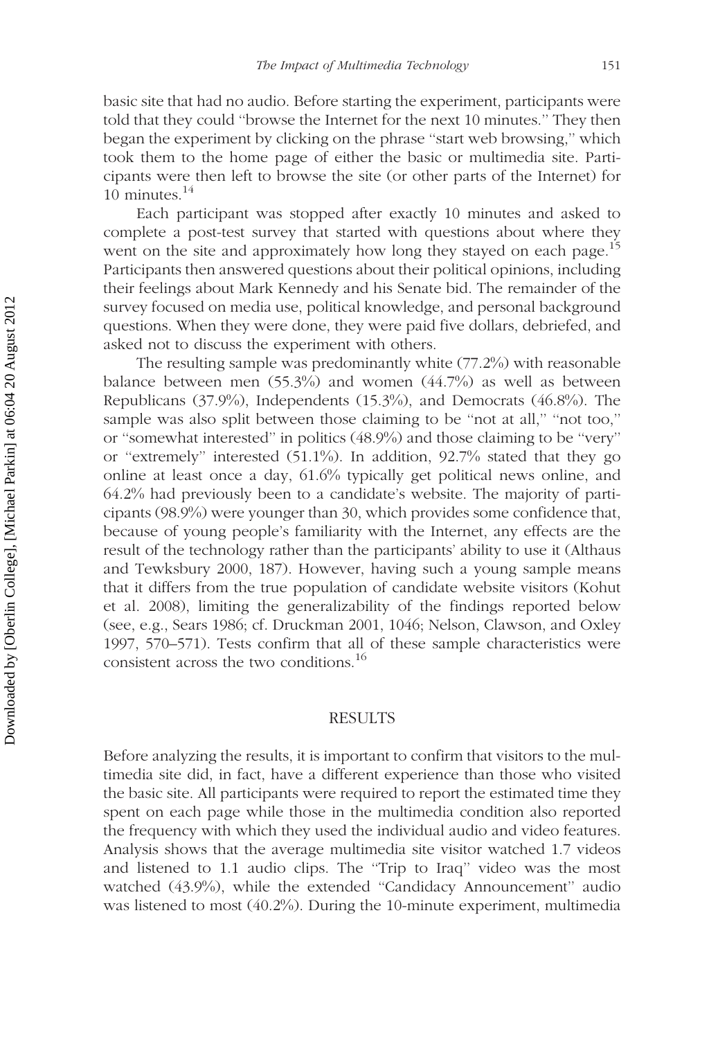basic site that had no audio. Before starting the experiment, participants were told that they could "browse the Internet for the next 10 minutes." They then began the experiment by clicking on the phrase "start web browsing," which took them to the home page of either the basic or multimedia site. Participants were then left to browse the site (or other parts of the Internet) for 10 minutes.[14]

Each participant was stopped after exactly 10 minutes and asked to complete a post-test survey that started with questions about where they went on the site and approximately how long they stayed on each page.[15] Participants then answered questions about their political opinions, including their feelings about Mark Kennedy and his Senate bid. The remainder of the survey focused on media use, political knowledge, and personal background questions. When they were done, they were paid five dollars, debriefed, and asked not to discuss the experiment with others.

The resulting sample was predominantly white (77.2%) with reasonable balance between men (55.3%) and women (44.7%) as well as between Republicans (37.9%), Independents (15.3%), and Democrats (46.8%). The sample was also split between those claiming to be "not at all," "not too," or "somewhat interested" in politics (48.9%) and those claiming to be "very" or "extremely" interested (51.1%). In addition, 92.7% stated that they go online at least once a day, 61.6% typically get political news online, and 64.2% had previously been to a candidate's website. The majority of participants (98.9%) were younger than 30, which provides some confidence that, because of young people's familiarity with the Internet, any effects are the result of the technology rather than the participants' ability to use it (Althaus and Tewksbury 2000, 187). However, having such a young sample means that it differs from the true population of candidate website visitors (Kohut et al. 2008), limiting the generalizability of the findings reported below (see, e.g., Sears 1986; cf. Druckman 2001, 1046; Nelson, Clawson, and Oxley 1997, 570–571). Tests confirm that all of these sample characteristics were consistent across the two conditions.[16]

## RESULTS

Before analyzing the results, it is important to confirm that visitors to the multimedia site did, in fact, have a different experience than those who visited the basic site. All participants were required to report the estimated time they spent on each page while those in the multimedia condition also reported the frequency with which they used the individual audio and video features. Analysis shows that the average multimedia site visitor watched 1.7 videos and listened to 1.1 audio clips. The "Trip to Iraq" video was the most watched (43.9%), while the extended "Candidacy Announcement" audio was listened to most (40.2%). During the 10-minute experiment, multimedia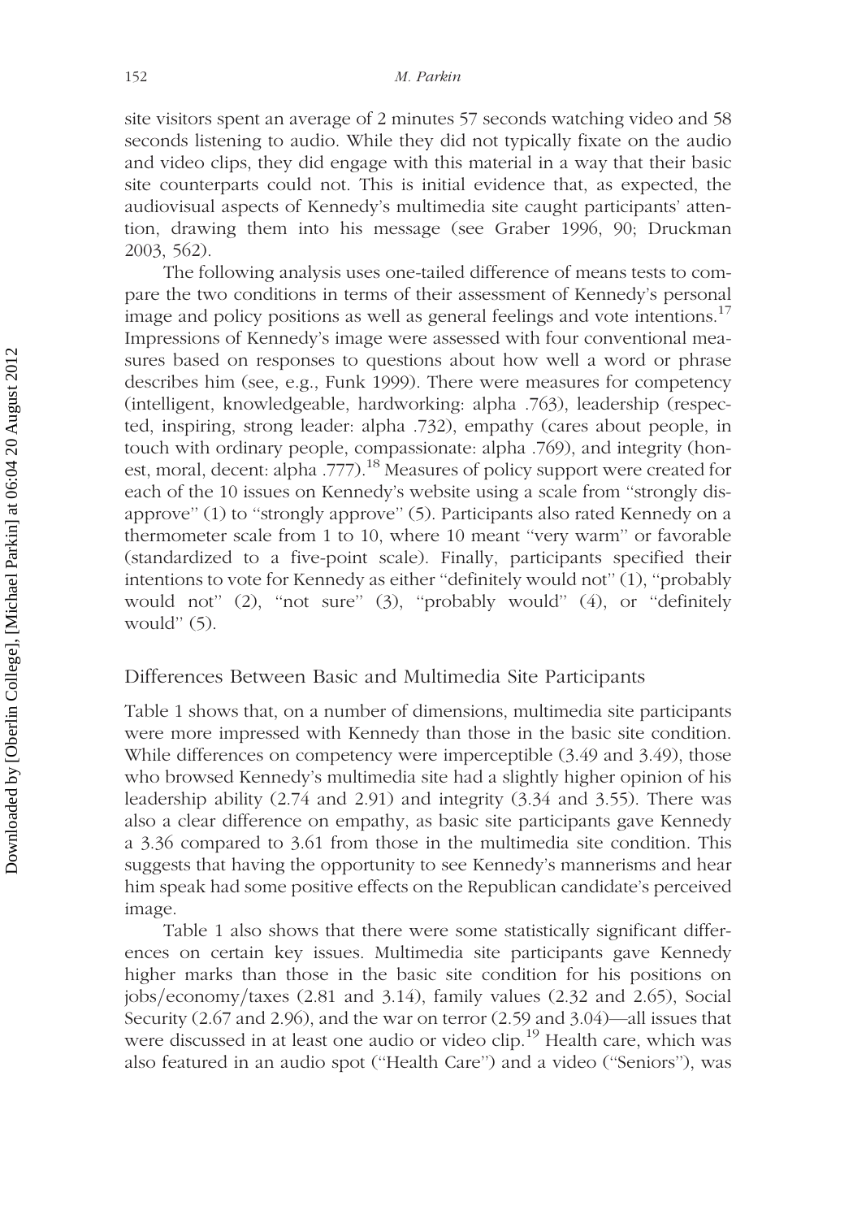site visitors spent an average of 2 minutes 57 seconds watching video and 58 seconds listening to audio. While they did not typically fixate on the audio and video clips, they did engage with this material in a way that their basic site counterparts could not. This is initial evidence that, as expected, the audiovisual aspects of Kennedy's multimedia site caught participants' attention, drawing them into his message (see Graber 1996, 90; Druckman 2003, 562).

The following analysis uses one-tailed difference of means tests to compare the two conditions in terms of their assessment of Kennedy's personal image and policy positions as well as general feelings and vote intentions.[17] Impressions of Kennedy's image were assessed with four conventional measures based on responses to questions about how well a word or phrase describes him (see, e.g., Funk 1999). There were measures for competency (intelligent, knowledgeable, hardworking: alpha .763), leadership (respected, inspiring, strong leader: alpha .732), empathy (cares about people, in touch with ordinary people, compassionate: alpha .769), and integrity (honest, moral, decent: alpha .777).[18] Measures of policy support were created for each of the 10 issues on Kennedy's website using a scale from "strongly disapprove" (1) to "strongly approve" (5). Participants also rated Kennedy on a thermometer scale from 1 to 10, where 10 meant "very warm" or favorable (standardized to a five-point scale). Finally, participants specified their intentions to vote for Kennedy as either "definitely would not" (1), "probably would not" (2), "not sure" (3), "probably would" (4), or "definitely would" (5).

## Differences Between Basic and Multimedia Site Participants

Table 1 shows that, on a number of dimensions, multimedia site participants were more impressed with Kennedy than those in the basic site condition. While differences on competency were imperceptible (3.49 and 3.49), those who browsed Kennedy's multimedia site had a slightly higher opinion of his leadership ability (2.74 and 2.91) and integrity (3.34 and 3.55). There was also a clear difference on empathy, as basic site participants gave Kennedy a 3.36 compared to 3.61 from those in the multimedia site condition. This suggests that having the opportunity to see Kennedy's mannerisms and hear him speak had some positive effects on the Republican candidate's perceived image.

Table 1 also shows that there were some statistically significant differences on certain key issues. Multimedia site participants gave Kennedy higher marks than those in the basic site condition for his positions on jobs/economy/taxes (2.81 and 3.14), family values (2.32 and 2.65), Social Security (2.67 and 2.96), and the war on terror (2.59 and 3.04)—all issues that were discussed in at least one audio or video clip.[19] Health care, which was also featured in an audio spot ("Health Care") and a video ("Seniors"), was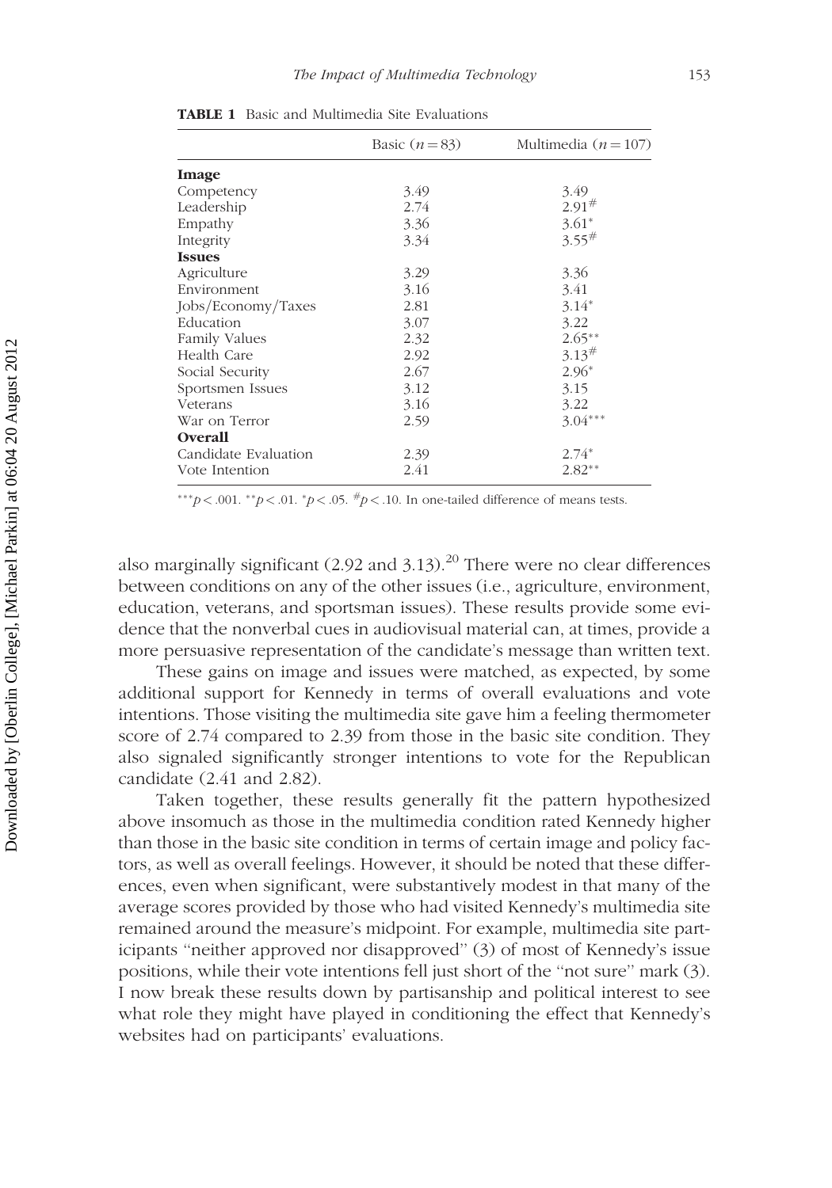**TABLE 1** Basic and Multimedia Site Evaluations

| | Basic ($n = 83$) | Multimedia ($n = 107$) |
|---|---|---|
| **Image** | | |
| Competency | 3.49 | 3.49 |
| Leadership | 2.74 | $2.91^{\#}$ |
| Empathy | 3.36 | $3.61^{*}$ |
| Integrity | 3.34 | $3.55^{\#}$ |
| **Issues** | | |
| Agriculture | 3.29 | 3.36 |
| Environment | 3.16 | 3.41 |
| Jobs/Economy/Taxes | 2.81 | $3.14^{*}$ |
| Education | 3.07 | 3.22 |
| Family Values | 2.32 | $2.65^{**}$ |
| Health Care | 2.92 | $3.13^{\#}$ |
| Social Security | 2.67 | $2.96^{*}$ |
| Sportsmen Issues | 3.12 | 3.15 |
| Veterans | 3.16 | 3.22 |
| War on Terror | 2.59 | $3.04^{***}$ |
| **Overall** | | |
| Candidate Evaluation | 2.39 | $2.74^{*}$ |
| Vote Intention | 2.41 | $2.82^{**}$ |

$^{***}p < .001$. $^{**}p < .01$. $^{*}p < .05$. $^{\#}p < .10$. In one-tailed difference of means tests.

also marginally significant (2.92 and 3.13).[20] There were no clear differences between conditions on any of the other issues (i.e., agriculture, environment, education, veterans, and sportsman issues). These results provide some evidence that the nonverbal cues in audiovisual material can, at times, provide a more persuasive representation of the candidate's message than written text.

These gains on image and issues were matched, as expected, by some additional support for Kennedy in terms of overall evaluations and vote intentions. Those visiting the multimedia site gave him a feeling thermometer score of 2.74 compared to 2.39 from those in the basic site condition. They also signaled significantly stronger intentions to vote for the Republican candidate (2.41 and 2.82).

Taken together, these results generally fit the pattern hypothesized above insomuch as those in the multimedia condition rated Kennedy higher than those in the basic site condition in terms of certain image and policy factors, as well as overall feelings. However, it should be noted that these differences, even when significant, were substantively modest in that many of the average scores provided by those who had visited Kennedy's multimedia site remained around the measure's midpoint. For example, multimedia site participants "neither approved nor disapproved" (3) of most of Kennedy's issue positions, while their vote intentions fell just short of the "not sure" mark (3). I now break these results down by partisanship and political interest to see what role they might have played in conditioning the effect that Kennedy's websites had on participants' evaluations.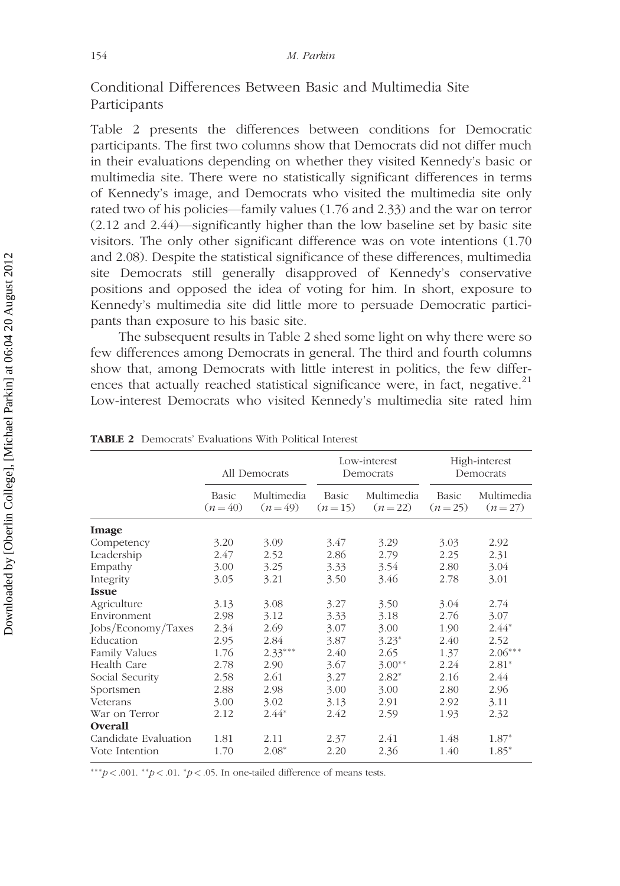## Conditional Differences Between Basic and Multimedia Site Participants

Table 2 presents the differences between conditions for Democratic participants. The first two columns show that Democrats did not differ much in their evaluations depending on whether they visited Kennedy's basic or multimedia site. There were no statistically significant differences in terms of Kennedy's image, and Democrats who visited the multimedia site only rated two of his policies—family values (1.76 and 2.33) and the war on terror (2.12 and 2.44)—significantly higher than the low baseline set by basic site visitors. The only other significant difference was on vote intentions (1.70 and 2.08). Despite the statistical significance of these differences, multimedia site Democrats still generally disapproved of Kennedy's conservative positions and opposed the idea of voting for him. In short, exposure to Kennedy's multimedia site did little more to persuade Democratic participants than exposure to his basic site.

The subsequent results in Table 2 shed some light on why there were so few differences among Democrats in general. The third and fourth columns show that, among Democrats with little interest in politics, the few differences that actually reached statistical significance were, in fact, negative.[21] Low-interest Democrats who visited Kennedy's multimedia site rated him

**TABLE 2** Democrats' Evaluations With Political Interest

| | All Democrats | | Low-interest Democrats | | High-interest Democrats | |
|---|---|---|---|---|---|---|
| | Basic ($n = 40$) | Multimedia ($n = 49$) | Basic ($n = 15$) | Multimedia ($n = 22$) | Basic ($n = 25$) | Multimedia ($n = 27$) |
| **Image** | | | | | | |
| Competency | 3.20 | 3.09 | 3.47 | 3.29 | 3.03 | 2.92 |
| Leadership | 2.47 | 2.52 | 2.86 | 2.79 | 2.25 | 2.31 |
| Empathy | 3.00 | 3.25 | 3.33 | 3.54 | 2.80 | 3.04 |
| Integrity | 3.05 | 3.21 | 3.50 | 3.46 | 2.78 | 3.01 |
| **Issue** | | | | | | |
| Agriculture | 3.13 | 3.08 | 3.27 | 3.50 | 3.04 | 2.74 |
| Environment | 2.98 | 3.12 | 3.33 | 3.18 | 2.76 | 3.07 |
| Jobs/Economy/Taxes | 2.34 | 2.69 | 3.07 | 3.00 | 1.90 | 2.44* |
| Education | 2.95 | 2.84 | 3.87 | 3.23* | 2.40 | 2.52 |
| Family Values | 1.76 | 2.33*** | 2.40 | 2.65 | 1.37 | 2.06*** |
| Health Care | 2.78 | 2.90 | 3.67 | 3.00** | 2.24 | 2.81* |
| Social Security | 2.58 | 2.61 | 3.27 | 2.82* | 2.16 | 2.44 |
| Sportsmen | 2.88 | 2.98 | 3.00 | 3.00 | 2.80 | 2.96 |
| Veterans | 3.00 | 3.02 | 3.13 | 2.91 | 2.92 | 3.11 |
| War on Terror | 2.12 | 2.44* | 2.42 | 2.59 | 1.93 | 2.32 |
| **Overall** | | | | | | |
| Candidate Evaluation | 1.81 | 2.11 | 2.37 | 2.41 | 1.48 | 1.87* |
| Vote Intention | 1.70 | 2.08* | 2.20 | 2.36 | 1.40 | 1.85* |

***$p < .001$. **$p < .01$. *$p < .05$. In one-tailed difference of means tests.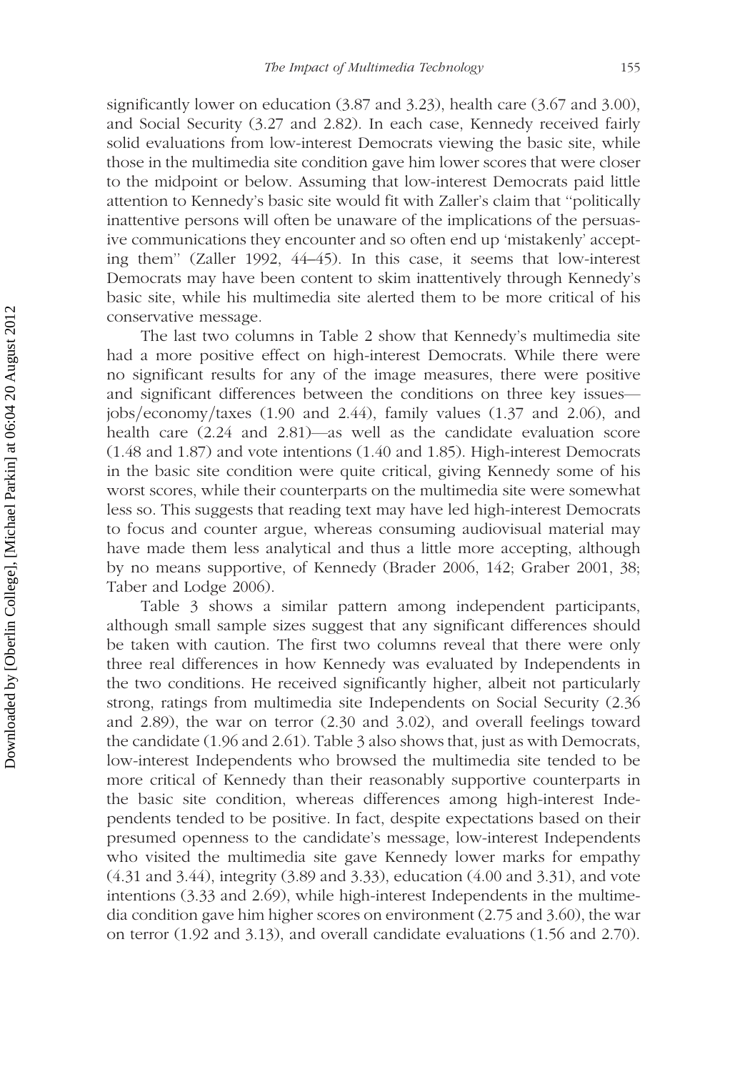significantly lower on education (3.87 and 3.23), health care (3.67 and 3.00), and Social Security (3.27 and 2.82). In each case, Kennedy received fairly solid evaluations from low-interest Democrats viewing the basic site, while those in the multimedia site condition gave him lower scores that were closer to the midpoint or below. Assuming that low-interest Democrats paid little attention to Kennedy's basic site would fit with Zaller's claim that ''politically inattentive persons will often be unaware of the implications of the persuasive communications they encounter and so often end up 'mistakenly' accepting them'' (Zaller 1992, 44–45). In this case, it seems that low-interest Democrats may have been content to skim inattentively through Kennedy's basic site, while his multimedia site alerted them to be more critical of his conservative message.

The last two columns in Table 2 show that Kennedy's multimedia site had a more positive effect on high-interest Democrats. While there were no significant results for any of the image measures, there were positive and significant differences between the conditions on three key issues—jobs/economy/taxes (1.90 and 2.44), family values (1.37 and 2.06), and health care (2.24 and 2.81)—as well as the candidate evaluation score (1.48 and 1.87) and vote intentions (1.40 and 1.85). High-interest Democrats in the basic site condition were quite critical, giving Kennedy some of his worst scores, while their counterparts on the multimedia site were somewhat less so. This suggests that reading text may have led high-interest Democrats to focus and counter argue, whereas consuming audiovisual material may have made them less analytical and thus a little more accepting, although by no means supportive, of Kennedy (Brader 2006, 142; Graber 2001, 38; Taber and Lodge 2006).

Table 3 shows a similar pattern among independent participants, although small sample sizes suggest that any significant differences should be taken with caution. The first two columns reveal that there were only three real differences in how Kennedy was evaluated by Independents in the two conditions. He received significantly higher, albeit not particularly strong, ratings from multimedia site Independents on Social Security (2.36 and 2.89), the war on terror (2.30 and 3.02), and overall feelings toward the candidate (1.96 and 2.61). Table 3 also shows that, just as with Democrats, low-interest Independents who browsed the multimedia site tended to be more critical of Kennedy than their reasonably supportive counterparts in the basic site condition, whereas differences among high-interest Independents tended to be positive. In fact, despite expectations based on their presumed openness to the candidate's message, low-interest Independents who visited the multimedia site gave Kennedy lower marks for empathy (4.31 and 3.44), integrity (3.89 and 3.33), education (4.00 and 3.31), and vote intentions (3.33 and 2.69), while high-interest Independents in the multimedia condition gave him higher scores on environment (2.75 and 3.60), the war on terror (1.92 and 3.13), and overall candidate evaluations (1.56 and 2.70).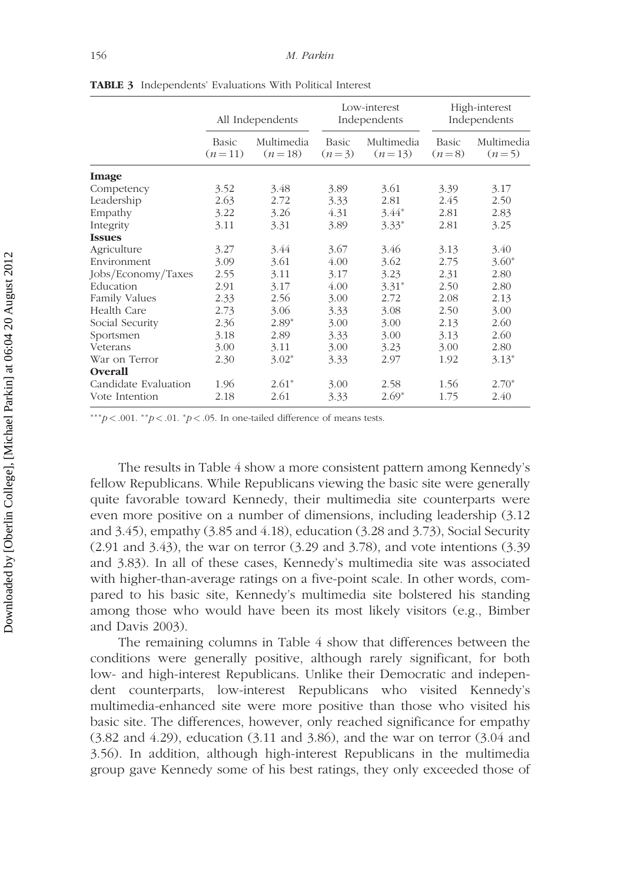**TABLE 3** Independents' Evaluations With Political Interest

| | All Independents | | Low-interest Independents | | High-interest Independents | |
|---|---|---|---|---|---|---|
| | Basic ($n = 11$) | Multimedia ($n = 18$) | Basic ($n = 3$) | Multimedia ($n = 13$) | Basic ($n = 8$) | Multimedia ($n = 5$) |
| **Image** | | | | | | |
| Competency | 3.52 | 3.48 | 3.89 | 3.61 | 3.39 | 3.17 |
| Leadership | 2.63 | 2.72 | 3.33 | 2.81 | 2.45 | 2.50 |
| Empathy | 3.22 | 3.26 | 4.31 | 3.44* | 2.81 | 2.83 |
| Integrity | 3.11 | 3.31 | 3.89 | 3.33* | 2.81 | 3.25 |
| **Issues** | | | | | | |
| Agriculture | 3.27 | 3.44 | 3.67 | 3.46 | 3.13 | 3.40 |
| Environment | 3.09 | 3.61 | 4.00 | 3.62 | 2.75 | 3.60* |
| Jobs/Economy/Taxes | 2.55 | 3.11 | 3.17 | 3.23 | 2.31 | 2.80 |
| Education | 2.91 | 3.17 | 4.00 | 3.31* | 2.50 | 2.80 |
| Family Values | 2.33 | 2.56 | 3.00 | 2.72 | 2.08 | 2.13 |
| Health Care | 2.73 | 3.06 | 3.33 | 3.08 | 2.50 | 3.00 |
| Social Security | 2.36 | 2.89* | 3.00 | 3.00 | 2.13 | 2.60 |
| Sportsmen | 3.18 | 2.89 | 3.33 | 3.00 | 3.13 | 2.60 |
| Veterans | 3.00 | 3.11 | 3.00 | 3.23 | 3.00 | 2.80 |
| War on Terror | 2.30 | 3.02* | 3.33 | 2.97 | 1.92 | 3.13* |
| **Overall** | | | | | | |
| Candidate Evaluation | 1.96 | 2.61* | 3.00 | 2.58 | 1.56 | 2.70* |
| Vote Intention | 2.18 | 2.61 | 3.33 | 2.69* | 1.75 | 2.40 |

***$p < .001$. **$p < .01$. *$p < .05$. In one-tailed difference of means tests.

The results in Table 4 show a more consistent pattern among Kennedy's fellow Republicans. While Republicans viewing the basic site were generally quite favorable toward Kennedy, their multimedia site counterparts were even more positive on a number of dimensions, including leadership (3.12 and 3.45), empathy (3.85 and 4.18), education (3.28 and 3.73), Social Security (2.91 and 3.43), the war on terror (3.29 and 3.78), and vote intentions (3.39 and 3.83). In all of these cases, Kennedy's multimedia site was associated with higher-than-average ratings on a five-point scale. In other words, compared to his basic site, Kennedy's multimedia site bolstered his standing among those who would have been its most likely visitors (e.g., Bimber and Davis 2003).

The remaining columns in Table 4 show that differences between the conditions were generally positive, although rarely significant, for both low- and high-interest Republicans. Unlike their Democratic and independent counterparts, low-interest Republicans who visited Kennedy's multimedia-enhanced site were more positive than those who visited his basic site. The differences, however, only reached significance for empathy (3.82 and 4.29), education (3.11 and 3.86), and the war on terror (3.04 and 3.56). In addition, although high-interest Republicans in the multimedia group gave Kennedy some of his best ratings, they only exceeded those of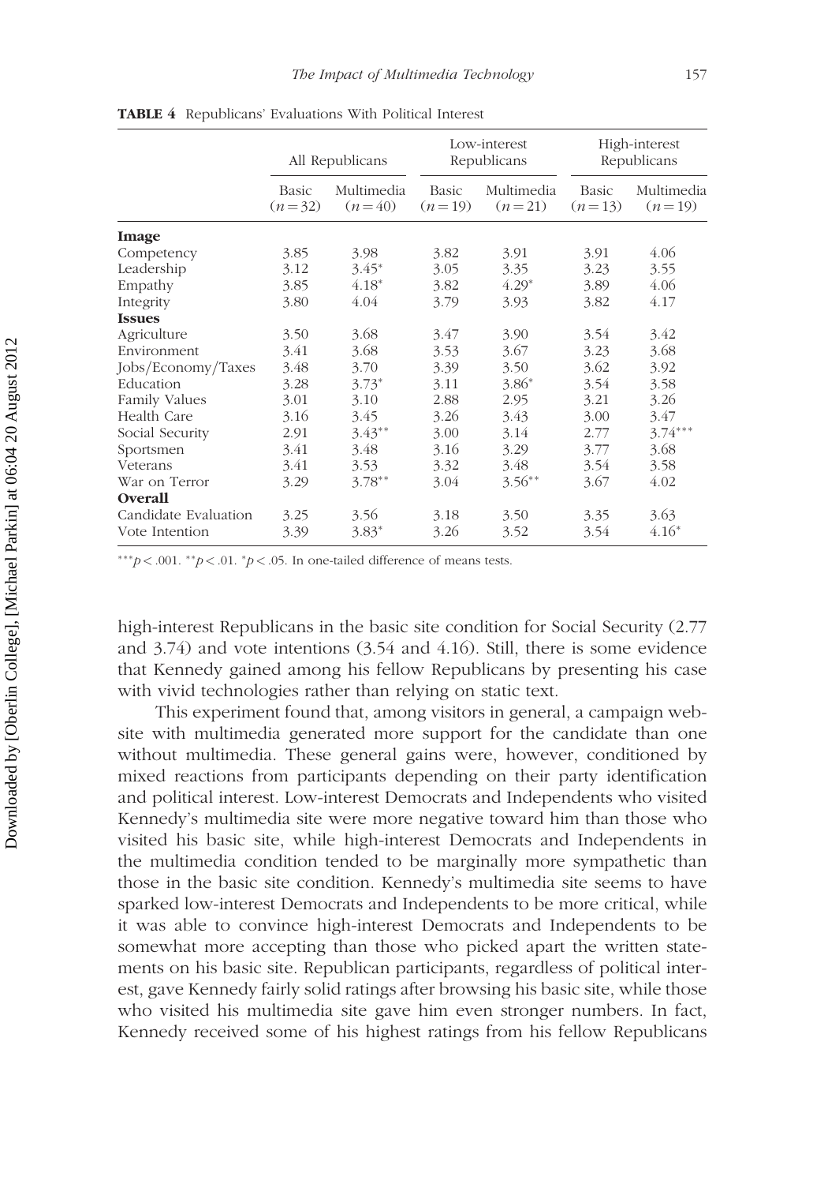**TABLE 4** Republicans' Evaluations With Political Interest

| | All Republicans | | Low-interest Republicans | | High-interest Republicans | |
|---|---|---|---|---|---|---|
| | Basic ($n = 32$) | Multimedia ($n = 40$) | Basic ($n = 19$) | Multimedia ($n = 21$) | Basic ($n = 13$) | Multimedia ($n = 19$) |
| **Image** | | | | | | |
| Competency | 3.85 | 3.98 | 3.82 | 3.91 | 3.91 | 4.06 |
| Leadership | 3.12 | 3.45* | 3.05 | 3.35 | 3.23 | 3.55 |
| Empathy | 3.85 | 4.18* | 3.82 | 4.29* | 3.89 | 4.06 |
| Integrity | 3.80 | 4.04 | 3.79 | 3.93 | 3.82 | 4.17 |
| **Issues** | | | | | | |
| Agriculture | 3.50 | 3.68 | 3.47 | 3.90 | 3.54 | 3.42 |
| Environment | 3.41 | 3.68 | 3.53 | 3.67 | 3.23 | 3.68 |
| Jobs/Economy/Taxes | 3.48 | 3.70 | 3.39 | 3.50 | 3.62 | 3.92 |
| Education | 3.28 | 3.73* | 3.11 | 3.86* | 3.54 | 3.58 |
| Family Values | 3.01 | 3.10 | 2.88 | 2.95 | 3.21 | 3.26 |
| Health Care | 3.16 | 3.45 | 3.26 | 3.43 | 3.00 | 3.47 |
| Social Security | 2.91 | 3.43** | 3.00 | 3.14 | 2.77 | 3.74*** |
| Sportsmen | 3.41 | 3.48 | 3.16 | 3.29 | 3.77 | 3.68 |
| Veterans | 3.41 | 3.53 | 3.32 | 3.48 | 3.54 | 3.58 |
| War on Terror | 3.29 | 3.78** | 3.04 | 3.56** | 3.67 | 4.02 |
| **Overall** | | | | | | |
| Candidate Evaluation | 3.25 | 3.56 | 3.18 | 3.50 | 3.35 | 3.63 |
| Vote Intention | 3.39 | 3.83* | 3.26 | 3.52 | 3.54 | 4.16* |

***$p < .001$. **$p < .01$. *$p < .05$. In one-tailed difference of means tests.

high-interest Republicans in the basic site condition for Social Security (2.77 and 3.74) and vote intentions (3.54 and 4.16). Still, there is some evidence that Kennedy gained among his fellow Republicans by presenting his case with vivid technologies rather than relying on static text.

This experiment found that, among visitors in general, a campaign website with multimedia generated more support for the candidate than one without multimedia. These general gains were, however, conditioned by mixed reactions from participants depending on their party identification and political interest. Low-interest Democrats and Independents who visited Kennedy's multimedia site were more negative toward him than those who visited his basic site, while high-interest Democrats and Independents in the multimedia condition tended to be marginally more sympathetic than those in the basic site condition. Kennedy's multimedia site seems to have sparked low-interest Democrats and Independents to be more critical, while it was able to convince high-interest Democrats and Independents to be somewhat more accepting than those who picked apart the written statements on his basic site. Republican participants, regardless of political interest, gave Kennedy fairly solid ratings after browsing his basic site, while those who visited his multimedia site gave him even stronger numbers. In fact, Kennedy received some of his highest ratings from his fellow Republicans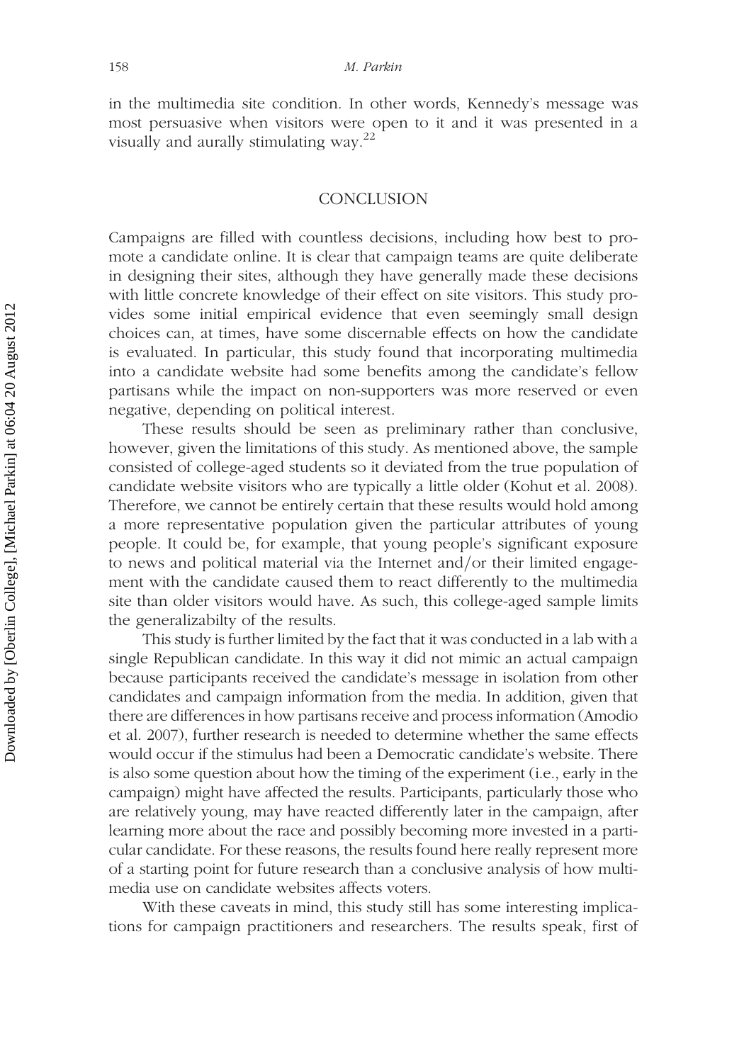in the multimedia site condition. In other words, Kennedy's message was most persuasive when visitors were open to it and it was presented in a visually and aurally stimulating way.[22]

## CONCLUSION

Campaigns are filled with countless decisions, including how best to promote a candidate online. It is clear that campaign teams are quite deliberate in designing their sites, although they have generally made these decisions with little concrete knowledge of their effect on site visitors. This study provides some initial empirical evidence that even seemingly small design choices can, at times, have some discernable effects on how the candidate is evaluated. In particular, this study found that incorporating multimedia into a candidate website had some benefits among the candidate's fellow partisans while the impact on non-supporters was more reserved or even negative, depending on political interest.

These results should be seen as preliminary rather than conclusive, however, given the limitations of this study. As mentioned above, the sample consisted of college-aged students so it deviated from the true population of candidate website visitors who are typically a little older (Kohut et al. 2008). Therefore, we cannot be entirely certain that these results would hold among a more representative population given the particular attributes of young people. It could be, for example, that young people's significant exposure to news and political material via the Internet and/or their limited engagement with the candidate caused them to react differently to the multimedia site than older visitors would have. As such, this college-aged sample limits the generalizabilty of the results.

This study is further limited by the fact that it was conducted in a lab with a single Republican candidate. In this way it did not mimic an actual campaign because participants received the candidate's message in isolation from other candidates and campaign information from the media. In addition, given that there are differences in how partisans receive and process information (Amodio et al. 2007), further research is needed to determine whether the same effects would occur if the stimulus had been a Democratic candidate's website. There is also some question about how the timing of the experiment (i.e., early in the campaign) might have affected the results. Participants, particularly those who are relatively young, may have reacted differently later in the campaign, after learning more about the race and possibly becoming more invested in a particular candidate. For these reasons, the results found here really represent more of a starting point for future research than a conclusive analysis of how multimedia use on candidate websites affects voters.

With these caveats in mind, this study still has some interesting implications for campaign practitioners and researchers. The results speak, first of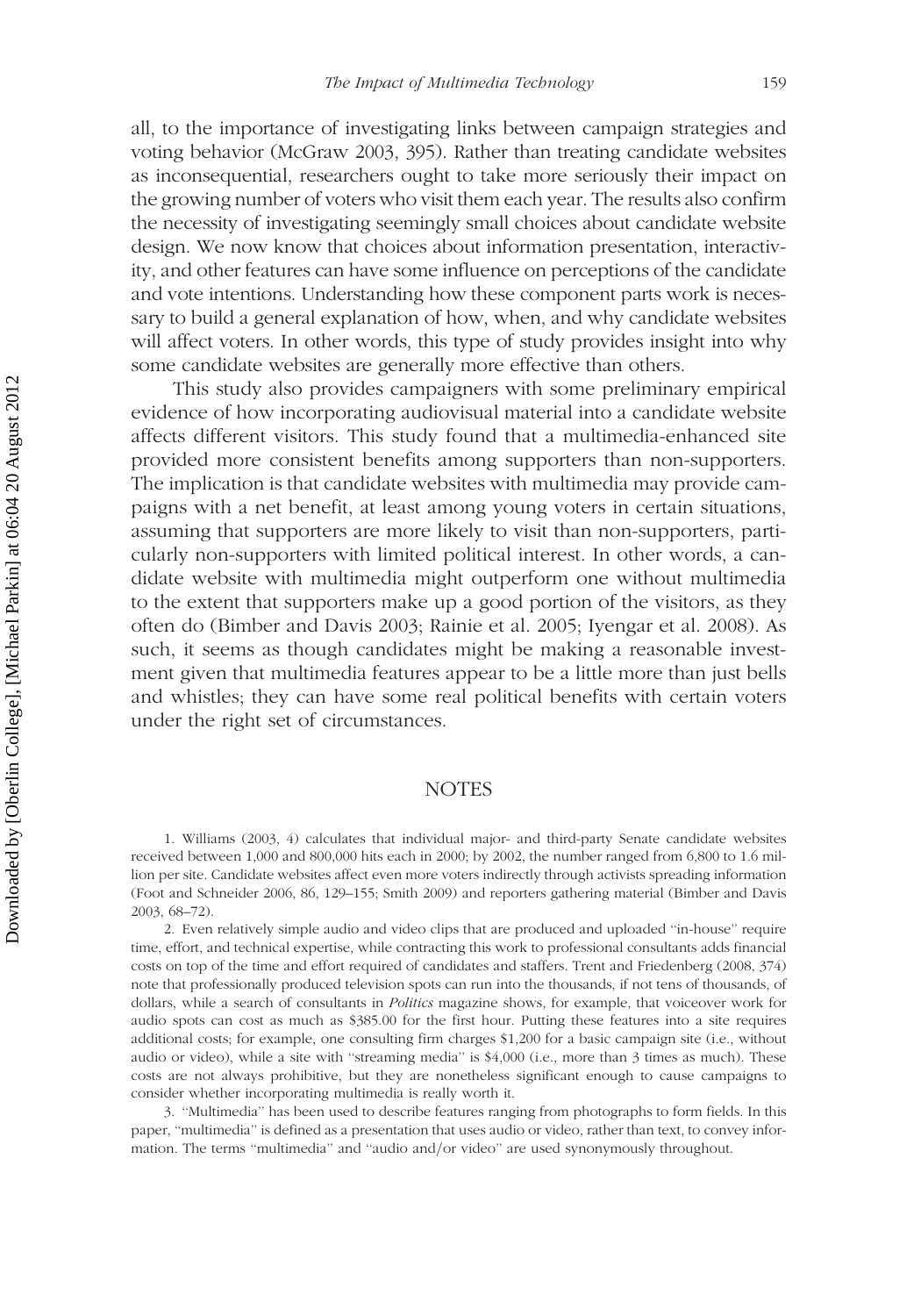all, to the importance of investigating links between campaign strategies and voting behavior (McGraw 2003, 395). Rather than treating candidate websites as inconsequential, researchers ought to take more seriously their impact on the growing number of voters who visit them each year. The results also confirm the necessity of investigating seemingly small choices about candidate website design. We now know that choices about information presentation, interactivity, and other features can have some influence on perceptions of the candidate and vote intentions. Understanding how these component parts work is necessary to build a general explanation of how, when, and why candidate websites will affect voters. In other words, this type of study provides insight into why some candidate websites are generally more effective than others.

This study also provides campaigners with some preliminary empirical evidence of how incorporating audiovisual material into a candidate website affects different visitors. This study found that a multimedia-enhanced site provided more consistent benefits among supporters than non-supporters. The implication is that candidate websites with multimedia may provide campaigns with a net benefit, at least among young voters in certain situations, assuming that supporters are more likely to visit than non-supporters, particularly non-supporters with limited political interest. In other words, a candidate website with multimedia might outperform one without multimedia to the extent that supporters make up a good portion of the visitors, as they often do (Bimber and Davis 2003; Rainie et al. 2005; Iyengar et al. 2008). As such, it seems as though candidates might be making a reasonable investment given that multimedia features appear to be a little more than just bells and whistles; they can have some real political benefits with certain voters under the right set of circumstances.

## NOTES

1. Williams (2003, 4) calculates that individual major- and third-party Senate candidate websites received between 1,000 and 800,000 hits each in 2000; by 2002, the number ranged from 6,800 to 1.6 million per site. Candidate websites affect even more voters indirectly through activists spreading information (Foot and Schneider 2006, 86, 129–155; Smith 2009) and reporters gathering material (Bimber and Davis 2003, 68–72).

2. Even relatively simple audio and video clips that are produced and uploaded ''in-house'' require time, effort, and technical expertise, while contracting this work to professional consultants adds financial costs on top of the time and effort required of candidates and staffers. Trent and Friedenberg (2008, 374) note that professionally produced television spots can run into the thousands, if not tens of thousands, of dollars, while a search of consultants in *Politics* magazine shows, for example, that voiceover work for audio spots can cost as much as $385.00 for the first hour. Putting these features into a site requires additional costs; for example, one consulting firm charges $1,200 for a basic campaign site (i.e., without audio or video), while a site with ''streaming media'' is $4,000 (i.e., more than 3 times as much). These costs are not always prohibitive, but they are nonetheless significant enough to cause campaigns to consider whether incorporating multimedia is really worth it.

3. ''Multimedia'' has been used to describe features ranging from photographs to form fields. In this paper, ''multimedia'' is defined as a presentation that uses audio or video, rather than text, to convey information. The terms ''multimedia'' and ''audio and/or video'' are used synonymously throughout.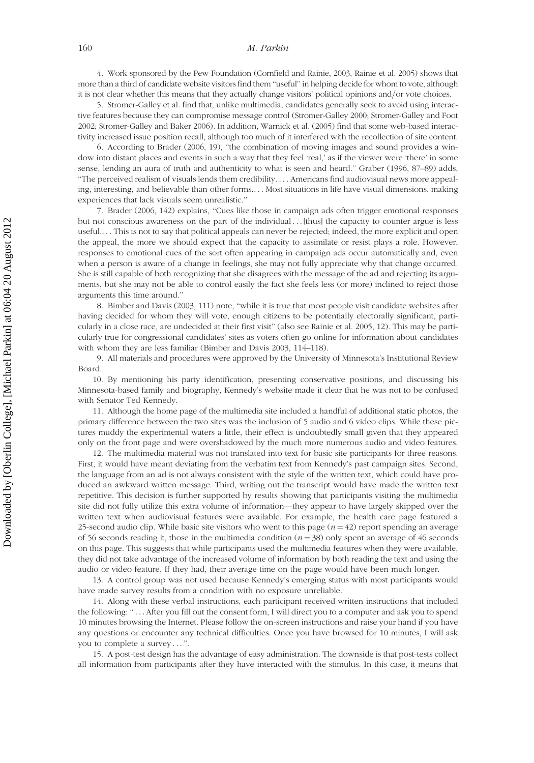4. Work sponsored by the Pew Foundation (Cornfield and Rainie, 2003, Rainie et al. 2005) shows that more than a third of candidate website visitors find them "useful" in helping decide for whom to vote, although it is not clear whether this means that they actually change visitors' political opinions and/or vote choices.

5. Stromer-Galley et al. find that, unlike multimedia, candidates generally seek to avoid using interactive features because they can compromise message control (Stromer-Galley 2000; Stromer-Galley and Foot 2002; Stromer-Galley and Baker 2006). In addition, Warnick et al. (2005) find that some web-based interactivity increased issue position recall, although too much of it interfered with the recollection of site content.

6. According to Brader (2006, 19), "the combination of moving images and sound provides a window into distant places and events in such a way that they feel 'real,' as if the viewer were 'there' in some sense, lending an aura of truth and authenticity to what is seen and heard." Graber (1996, 87–89) adds, "The perceived realism of visuals lends them credibility. . . . Americans find audiovisual news more appealing, interesting, and believable than other forms. . . . Most situations in life have visual dimensions, making experiences that lack visuals seem unrealistic."

7. Brader (2006, 142) explains, "Cues like those in campaign ads often trigger emotional responses but not conscious awareness on the part of the individual . . . [thus] the capacity to counter argue is less useful. . . . This is not to say that political appeals can never be rejected; indeed, the more explicit and open the appeal, the more we should expect that the capacity to assimilate or resist plays a role. However, responses to emotional cues of the sort often appearing in campaign ads occur automatically and, even when a person is aware of a change in feelings, she may not fully appreciate why that change occurred. She is still capable of both recognizing that she disagrees with the message of the ad and rejecting its arguments, but she may not be able to control easily the fact she feels less (or more) inclined to reject those arguments this time around."

8. Bimber and Davis (2003, 111) note, "while it is true that most people visit candidate websites after having decided for whom they will vote, enough citizens to be potentially electorally significant, particularly in a close race, are undecided at their first visit" (also see Rainie et al. 2005, 12). This may be particularly true for congressional candidates' sites as voters often go online for information about candidates with whom they are less familiar (Bimber and Davis 2003, 114–118).

9. All materials and procedures were approved by the University of Minnesota's Institutional Review Board.

10. By mentioning his party identification, presenting conservative positions, and discussing his Minnesota-based family and biography, Kennedy's website made it clear that he was not to be confused with Senator Ted Kennedy.

11. Although the home page of the multimedia site included a handful of additional static photos, the primary difference between the two sites was the inclusion of 5 audio and 6 video clips. While these pictures muddy the experimental waters a little, their effect is undoubtedly small given that they appeared only on the front page and were overshadowed by the much more numerous audio and video features.

12. The multimedia material was not translated into text for basic site participants for three reasons. First, it would have meant deviating from the verbatim text from Kennedy's past campaign sites. Second, the language from an ad is not always consistent with the style of the written text, which could have produced an awkward written message. Third, writing out the transcript would have made the written text repetitive. This decision is further supported by results showing that participants visiting the multimedia site did not fully utilize this extra volume of information—they appear to have largely skipped over the written text when audiovisual features were available. For example, the health care page featured a 25-second audio clip. While basic site visitors who went to this page ($n = 42$) report spending an average of 56 seconds reading it, those in the multimedia condition ($n = 38$) only spent an average of 46 seconds on this page. This suggests that while participants used the multimedia features when they were available, they did not take advantage of the increased volume of information by both reading the text and using the audio or video feature. If they had, their average time on the page would have been much longer.

13. A control group was not used because Kennedy's emerging status with most participants would have made survey results from a condition with no exposure unreliable.

14. Along with these verbal instructions, each participant received written instructions that included the following: " . . . After you fill out the consent form, I will direct you to a computer and ask you to spend 10 minutes browsing the Internet. Please follow the on-screen instructions and raise your hand if you have any questions or encounter any technical difficulties. Once you have browsed for 10 minutes, I will ask you to complete a survey . . . ".

15. A post-test design has the advantage of easy administration. The downside is that post-tests collect all information from participants after they have interacted with the stimulus. In this case, it means that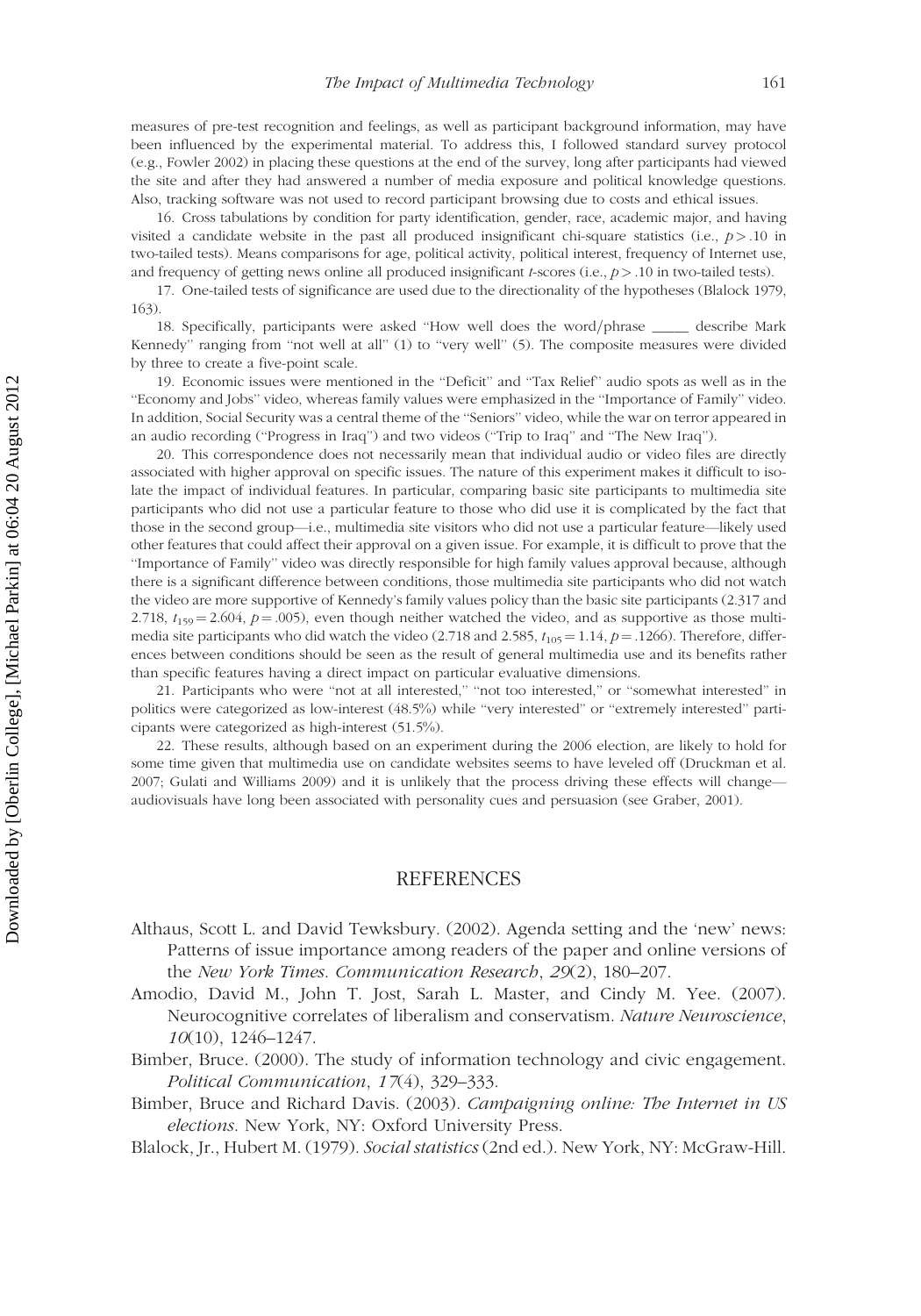measures of pre-test recognition and feelings, as well as participant background information, may have been influenced by the experimental material. To address this, I followed standard survey protocol (e.g., Fowler 2002) in placing these questions at the end of the survey, long after participants had viewed the site and after they had answered a number of media exposure and political knowledge questions. Also, tracking software was not used to record participant browsing due to costs and ethical issues.

16. Cross tabulations by condition for party identification, gender, race, academic major, and having visited a candidate website in the past all produced insignificant chi-square statistics (i.e., $p > .10$ in two-tailed tests). Means comparisons for age, political activity, political interest, frequency of Internet use, and frequency of getting news online all produced insignificant *t*-scores (i.e., $p > .10$ in two-tailed tests).

17. One-tailed tests of significance are used due to the directionality of the hypotheses (Blalock 1979, 163).

18. Specifically, participants were asked "How well does the word/phrase _____ describe Mark Kennedy" ranging from "not well at all" (1) to "very well" (5). The composite measures were divided by three to create a five-point scale.

19. Economic issues were mentioned in the "Deficit" and "Tax Relief" audio spots as well as in the "Economy and Jobs" video, whereas family values were emphasized in the "Importance of Family" video. In addition, Social Security was a central theme of the "Seniors" video, while the war on terror appeared in an audio recording ("Progress in Iraq") and two videos ("Trip to Iraq" and "The New Iraq").

20. This correspondence does not necessarily mean that individual audio or video files are directly associated with higher approval on specific issues. The nature of this experiment makes it difficult to isolate the impact of individual features. In particular, comparing basic site participants to multimedia site participants who did not use a particular feature to those who did use it is complicated by the fact that those in the second group—i.e., multimedia site visitors who did not use a particular feature—likely used other features that could affect their approval on a given issue. For example, it is difficult to prove that the "Importance of Family" video was directly responsible for high family values approval because, although there is a significant difference between conditions, those multimedia site participants who did not watch the video are more supportive of Kennedy's family values policy than the basic site participants (2.317 and 2.718, $t_{159} = 2.604$, $p = .005$), even though neither watched the video, and as supportive as those multimedia site participants who did watch the video (2.718 and 2.585, $t_{105} = 1.14$, $p = .1266$). Therefore, differences between conditions should be seen as the result of general multimedia use and its benefits rather than specific features having a direct impact on particular evaluative dimensions.

21. Participants who were "not at all interested," "not too interested," or "somewhat interested" in politics were categorized as low-interest (48.5%) while "very interested" or "extremely interested" participants were categorized as high-interest (51.5%).

22. These results, although based on an experiment during the 2006 election, are likely to hold for some time given that multimedia use on candidate websites seems to have leveled off (Druckman et al. 2007; Gulati and Williams 2009) and it is unlikely that the process driving these effects will change—audiovisuals have long been associated with personality cues and persuasion (see Graber, 2001).

## REFERENCES

Althaus, Scott L. and David Tewksbury. (2002). Agenda setting and the 'new' news: Patterns of issue importance among readers of the paper and online versions of the *New York Times*. *Communication Research*, *29*(2), 180–207.

Amodio, David M., John T. Jost, Sarah L. Master, and Cindy M. Yee. (2007). Neurocognitive correlates of liberalism and conservatism. *Nature Neuroscience*, *10*(10), 1246–1247.

Bimber, Bruce. (2000). The study of information technology and civic engagement. *Political Communication*, *17*(4), 329–333.

Bimber, Bruce and Richard Davis. (2003). *Campaigning online: The Internet in US elections*. New York, NY: Oxford University Press.

Blalock, Jr., Hubert M. (1979). *Social statistics* (2nd ed.). New York, NY: McGraw-Hill.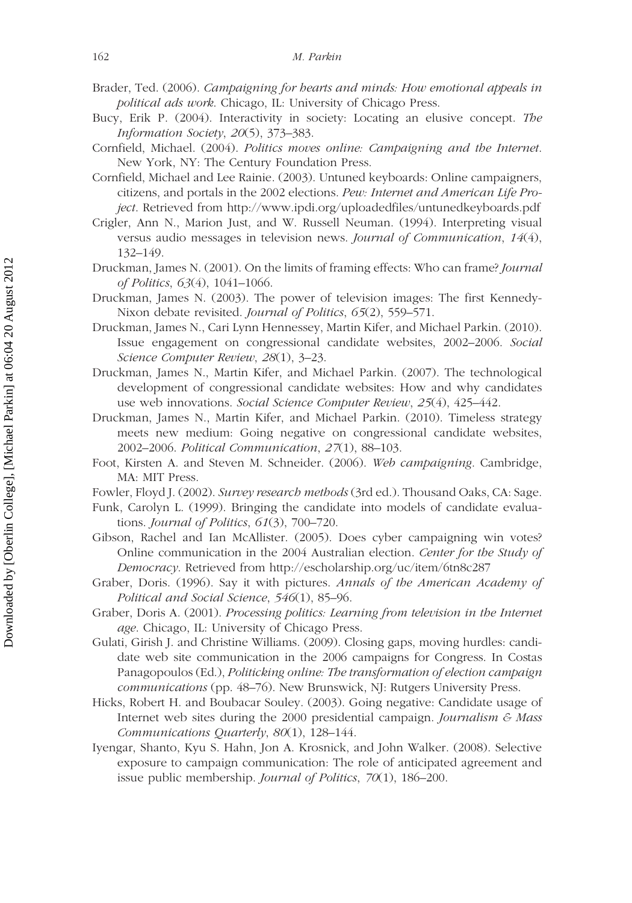Brader, Ted. (2006). *Campaigning for hearts and minds: How emotional appeals in political ads work*. Chicago, IL: University of Chicago Press.

Bucy, Erik P. (2004). Interactivity in society: Locating an elusive concept. *The Information Society*, *20*(5), 373–383.

Cornfield, Michael. (2004). *Politics moves online: Campaigning and the Internet*. New York, NY: The Century Foundation Press.

Cornfield, Michael and Lee Rainie. (2003). Untuned keyboards: Online campaigners, citizens, and portals in the 2002 elections. *Pew: Internet and American Life Project*. Retrieved from http://www.ipdi.org/uploadedfiles/untunedkeyboards.pdf

Crigler, Ann N., Marion Just, and W. Russell Neuman. (1994). Interpreting visual versus audio messages in television news. *Journal of Communication*, *14*(4), 132–149.

Druckman, James N. (2001). On the limits of framing effects: Who can frame? *Journal of Politics*, *63*(4), 1041–1066.

Druckman, James N. (2003). The power of television images: The first Kennedy-Nixon debate revisited. *Journal of Politics*, *65*(2), 559–571.

Druckman, James N., Cari Lynn Hennessey, Martin Kifer, and Michael Parkin. (2010). Issue engagement on congressional candidate websites, 2002–2006. *Social Science Computer Review*, *28*(1), 3–23.

Druckman, James N., Martin Kifer, and Michael Parkin. (2007). The technological development of congressional candidate websites: How and why candidates use web innovations. *Social Science Computer Review*, *25*(4), 425–442.

Druckman, James N., Martin Kifer, and Michael Parkin. (2010). Timeless strategy meets new medium: Going negative on congressional candidate websites, 2002–2006. *Political Communication*, *27*(1), 88–103.

Foot, Kirsten A. and Steven M. Schneider. (2006). *Web campaigning*. Cambridge, MA: MIT Press.

Fowler, Floyd J. (2002). *Survey research methods* (3rd ed.). Thousand Oaks, CA: Sage.

Funk, Carolyn L. (1999). Bringing the candidate into models of candidate evaluations. *Journal of Politics*, *61*(3), 700–720.

Gibson, Rachel and Ian McAllister. (2005). Does cyber campaigning win votes? Online communication in the 2004 Australian election. *Center for the Study of Democracy*. Retrieved from http://escholarship.org/uc/item/6tn8c287

Graber, Doris. (1996). Say it with pictures. *Annals of the American Academy of Political and Social Science*, *546*(1), 85–96.

Graber, Doris A. (2001). *Processing politics: Learning from television in the Internet age*. Chicago, IL: University of Chicago Press.

Gulati, Girish J. and Christine Williams. (2009). Closing gaps, moving hurdles: candidate web site communication in the 2006 campaigns for Congress. In Costas Panagopoulos (Ed.), *Politicking online: The transformation of election campaign communications* (pp. 48–76). New Brunswick, NJ: Rutgers University Press.

Hicks, Robert H. and Boubacar Souley. (2003). Going negative: Candidate usage of Internet web sites during the 2000 presidential campaign. *Journalism & Mass Communications Quarterly*, *80*(1), 128–144.

Iyengar, Shanto, Kyu S. Hahn, Jon A. Krosnick, and John Walker. (2008). Selective exposure to campaign communication: The role of anticipated agreement and issue public membership. *Journal of Politics*, *70*(1), 186–200.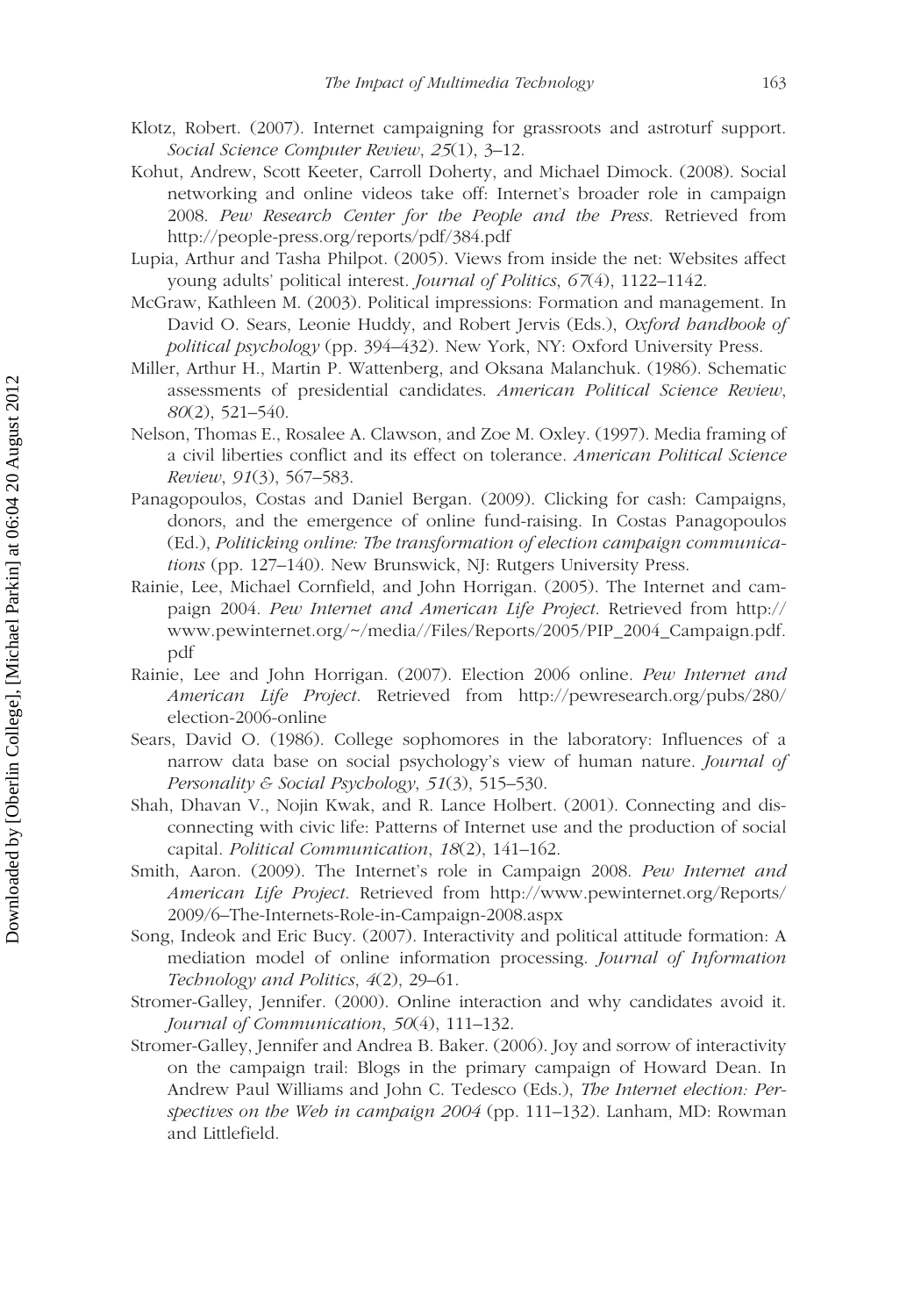Klotz, Robert. (2007). Internet campaigning for grassroots and astroturf support. *Social Science Computer Review*, *25*(1), 3–12.

Kohut, Andrew, Scott Keeter, Carroll Doherty, and Michael Dimock. (2008). Social networking and online videos take off: Internet's broader role in campaign 2008. *Pew Research Center for the People and the Press*. Retrieved from http://people-press.org/reports/pdf/384.pdf

Lupia, Arthur and Tasha Philpot. (2005). Views from inside the net: Websites affect young adults' political interest. *Journal of Politics*, *67*(4), 1122–1142.

McGraw, Kathleen M. (2003). Political impressions: Formation and management. In David O. Sears, Leonie Huddy, and Robert Jervis (Eds.), *Oxford handbook of political psychology* (pp. 394–432). New York, NY: Oxford University Press.

Miller, Arthur H., Martin P. Wattenberg, and Oksana Malanchuk. (1986). Schematic assessments of presidential candidates. *American Political Science Review*, *80*(2), 521–540.

Nelson, Thomas E., Rosalee A. Clawson, and Zoe M. Oxley. (1997). Media framing of a civil liberties conflict and its effect on tolerance. *American Political Science Review*, *91*(3), 567–583.

Panagopoulos, Costas and Daniel Bergan. (2009). Clicking for cash: Campaigns, donors, and the emergence of online fund-raising. In Costas Panagopoulos (Ed.), *Politicking online: The transformation of election campaign communications* (pp. 127–140). New Brunswick, NJ: Rutgers University Press.

Rainie, Lee, Michael Cornfield, and John Horrigan. (2005). The Internet and campaign 2004. *Pew Internet and American Life Project*. Retrieved from http://www.pewinternet.org/~/media//Files/Reports/2005/PIP_2004_Campaign.pdf.pdf

Rainie, Lee and John Horrigan. (2007). Election 2006 online. *Pew Internet and American Life Project*. Retrieved from http://pewresearch.org/pubs/280/election-2006-online

Sears, David O. (1986). College sophomores in the laboratory: Influences of a narrow data base on social psychology's view of human nature. *Journal of Personality & Social Psychology*, *51*(3), 515–530.

Shah, Dhavan V., Nojin Kwak, and R. Lance Holbert. (2001). Connecting and disconnecting with civic life: Patterns of Internet use and the production of social capital. *Political Communication*, *18*(2), 141–162.

Smith, Aaron. (2009). The Internet's role in Campaign 2008. *Pew Internet and American Life Project*. Retrieved from http://www.pewinternet.org/Reports/2009/6–The-Internets-Role-in-Campaign-2008.aspx

Song, Indeok and Eric Bucy. (2007). Interactivity and political attitude formation: A mediation model of online information processing. *Journal of Information Technology and Politics*, *4*(2), 29–61.

Stromer-Galley, Jennifer. (2000). Online interaction and why candidates avoid it. *Journal of Communication*, *50*(4), 111–132.

Stromer-Galley, Jennifer and Andrea B. Baker. (2006). Joy and sorrow of interactivity on the campaign trail: Blogs in the primary campaign of Howard Dean. In Andrew Paul Williams and John C. Tedesco (Eds.), *The Internet election: Perspectives on the Web in campaign 2004* (pp. 111–132). Lanham, MD: Rowman and Littlefield.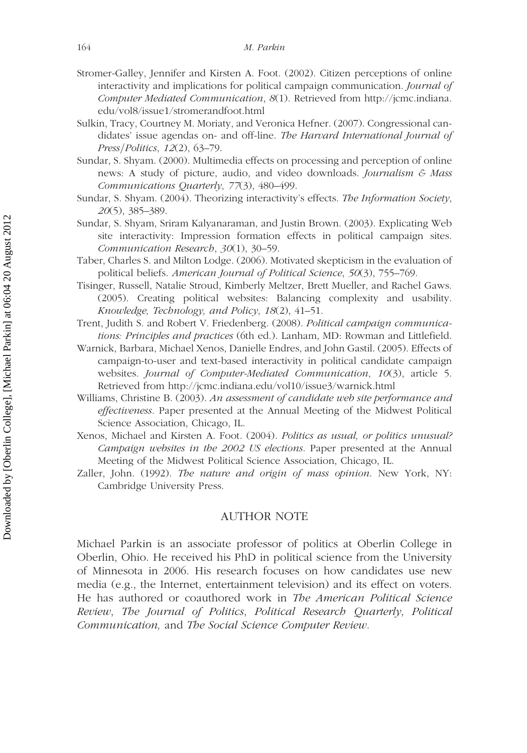Stromer-Galley, Jennifer and Kirsten A. Foot. (2002). Citizen perceptions of online interactivity and implications for political campaign communication. *Journal of Computer Mediated Communication*, *8*(1). Retrieved from http://jcmc.indiana.edu/vol8/issue1/stromerandfoot.html

Sulkin, Tracy, Courtney M. Moriaty, and Veronica Hefner. (2007). Congressional candidates' issue agendas on- and off-line. *The Harvard International Journal of Press/Politics*, *12*(2), 63–79.

Sundar, S. Shyam. (2000). Multimedia effects on processing and perception of online news: A study of picture, audio, and video downloads. *Journalism & Mass Communications Quarterly*, *77*(3), 480–499.

Sundar, S. Shyam. (2004). Theorizing interactivity's effects. *The Information Society*, *20*(5), 385–389.

Sundar, S. Shyam, Sriram Kalyanaraman, and Justin Brown. (2003). Explicating Web site interactivity: Impression formation effects in political campaign sites. *Communication Research*, *30*(1), 30–59.

Taber, Charles S. and Milton Lodge. (2006). Motivated skepticism in the evaluation of political beliefs. *American Journal of Political Science*, *50*(3), 755–769.

Tisinger, Russell, Natalie Stroud, Kimberly Meltzer, Brett Mueller, and Rachel Gaws. (2005). Creating political websites: Balancing complexity and usability. *Knowledge, Technology, and Policy*, *18*(2), 41–51.

Trent, Judith S. and Robert V. Friedenberg. (2008). *Political campaign communications: Principles and practices* (6th ed.). Lanham, MD: Rowman and Littlefield.

Warnick, Barbara, Michael Xenos, Danielle Endres, and John Gastil. (2005). Effects of campaign-to-user and text-based interactivity in political candidate campaign websites. *Journal of Computer-Mediated Communication*, *10*(3), article 5. Retrieved from http://jcmc.indiana.edu/vol10/issue3/warnick.html

Williams, Christine B. (2003). *An assessment of candidate web site performance and effectiveness.* Paper presented at the Annual Meeting of the Midwest Political Science Association, Chicago, IL.

Xenos, Michael and Kirsten A. Foot. (2004). *Politics as usual, or politics unusual? Campaign websites in the 2002 US elections.* Paper presented at the Annual Meeting of the Midwest Political Science Association, Chicago, IL.

Zaller, John. (1992). *The nature and origin of mass opinion*. New York, NY: Cambridge University Press.

## AUTHOR NOTE

Michael Parkin is an associate professor of politics at Oberlin College in Oberlin, Ohio. He received his PhD in political science from the University of Minnesota in 2006. His research focuses on how candidates use new media (e.g., the Internet, entertainment television) and its effect on voters. He has authored or coauthored work in *The American Political Science Review*, *The Journal of Politics*, *Political Research Quarterly*, *Political Communication,* and *The Social Science Computer Review.*